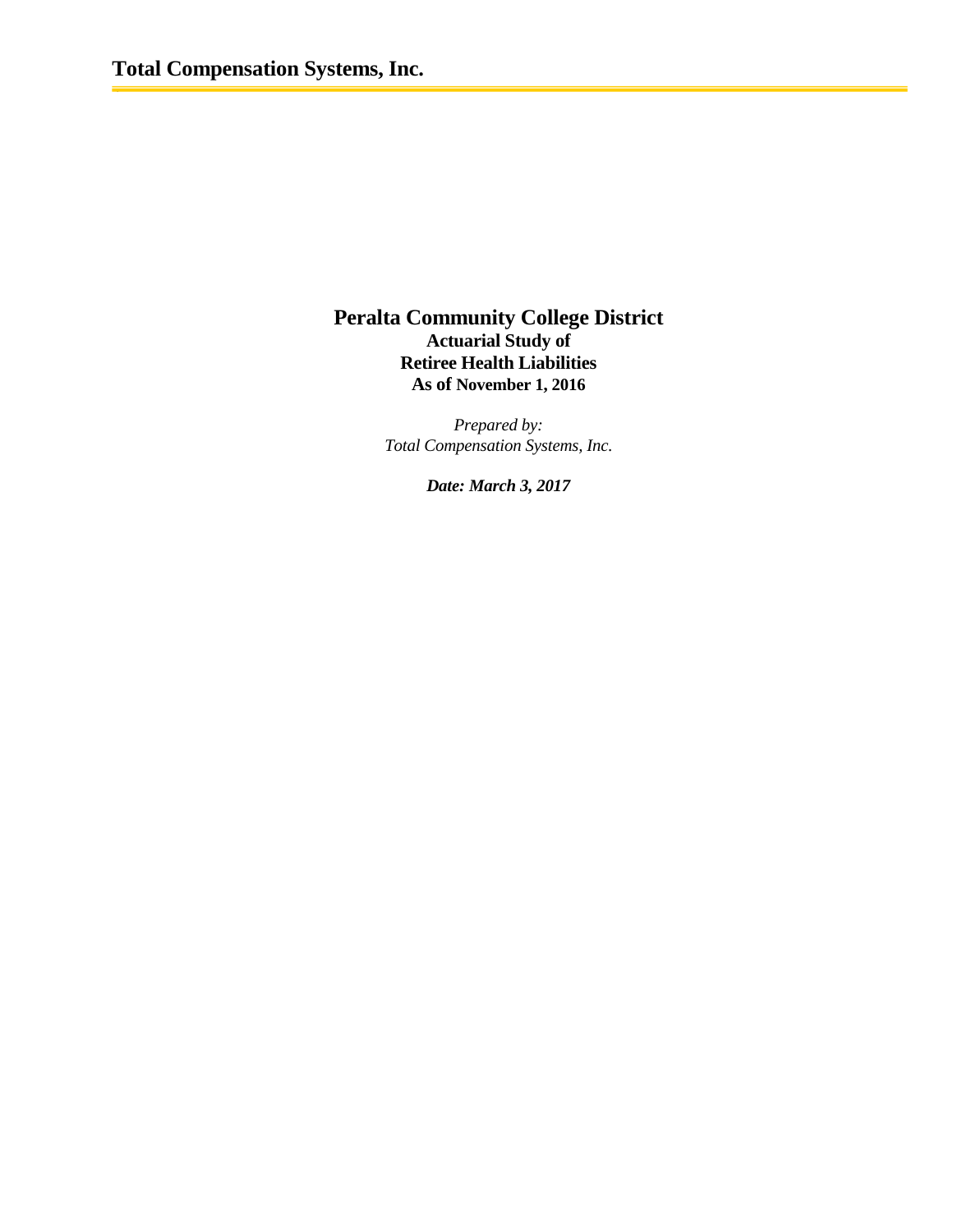# Peralta Community College District

**Actuarial Study of**
**Retiree Health Liabilities**
**As of November 1, 2016**

*Prepared by:*
*Total Compensation Systems, Inc.*

***Date: March 3, 2017***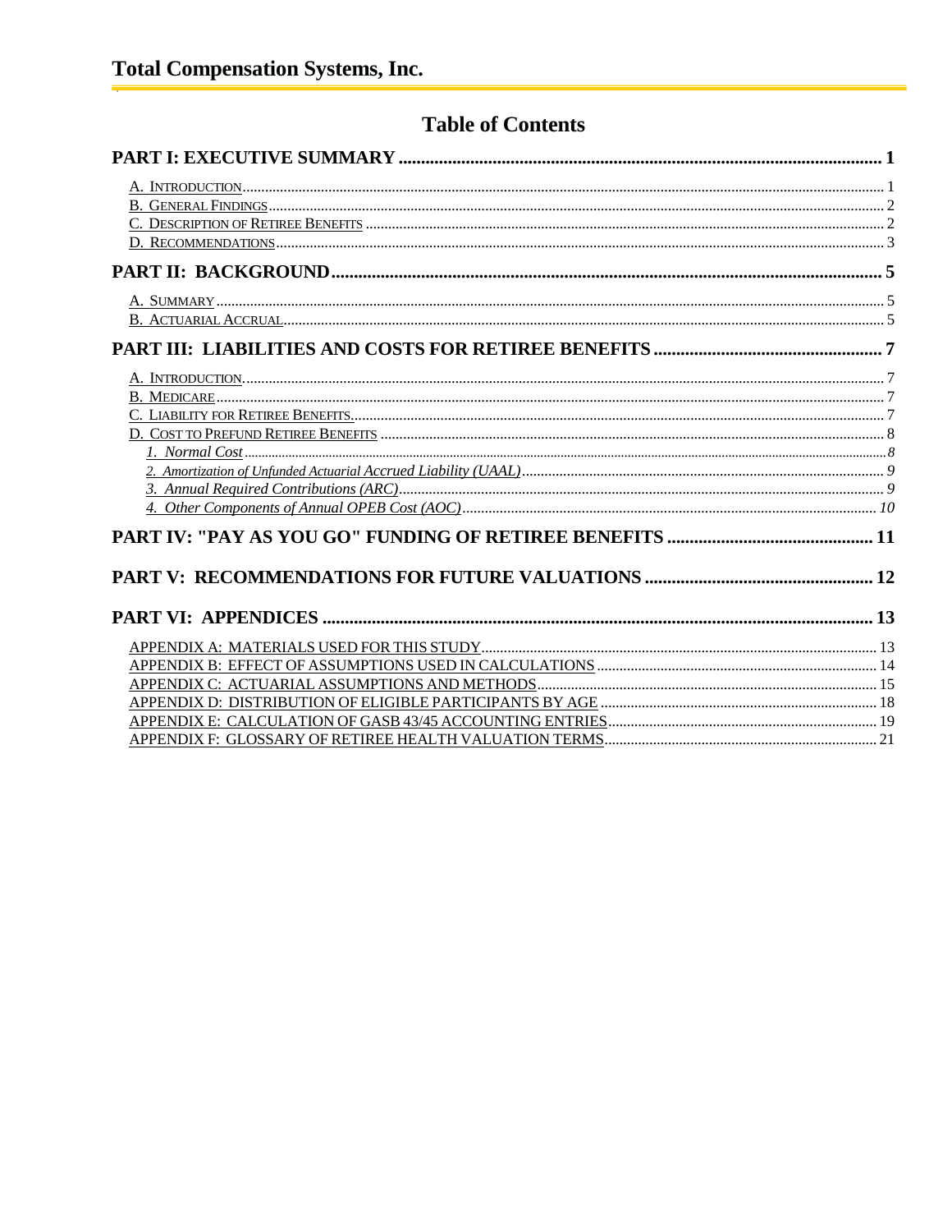# Table of Contents

**PART I: EXECUTIVE SUMMARY** .......... 1

- A. INTRODUCTION .......... 1
- B. GENERAL FINDINGS .......... 2
- C. DESCRIPTION OF RETIREE BENEFITS .......... 2
- D. RECOMMENDATIONS .......... 3

**PART II: BACKGROUND** .......... 5

- A. SUMMARY .......... 5
- B. ACTUARIAL ACCRUAL .......... 5

**PART III: LIABILITIES AND COSTS FOR RETIREE BENEFITS** .......... 7

- A. INTRODUCTION. .......... 7
- B. MEDICARE .......... 7
- C. LIABILITY FOR RETIREE BENEFITS. .......... 7
- D. COST TO PREFUND RETIREE BENEFITS .......... 8
  - *1. Normal Cost* .......... 8
  - *2. Amortization of Unfunded Actuarial Accrued Liability (UAAL)* .......... 9
  - *3. Annual Required Contributions (ARC)* .......... 9
  - *4. Other Components of Annual OPEB Cost (AOC)* .......... 10

**PART IV: "PAY AS YOU GO" FUNDING OF RETIREE BENEFITS** .......... 11

**PART V: RECOMMENDATIONS FOR FUTURE VALUATIONS** .......... 12

**PART VI: APPENDICES** .......... 13

- APPENDIX A: MATERIALS USED FOR THIS STUDY .......... 13
- APPENDIX B: EFFECT OF ASSUMPTIONS USED IN CALCULATIONS .......... 14
- APPENDIX C: ACTUARIAL ASSUMPTIONS AND METHODS .......... 15
- APPENDIX D: DISTRIBUTION OF ELIGIBLE PARTICIPANTS BY AGE .......... 18
- APPENDIX E: CALCULATION OF GASB 43/45 ACCOUNTING ENTRIES .......... 19
- APPENDIX F: GLOSSARY OF RETIREE HEALTH VALUATION TERMS .......... 21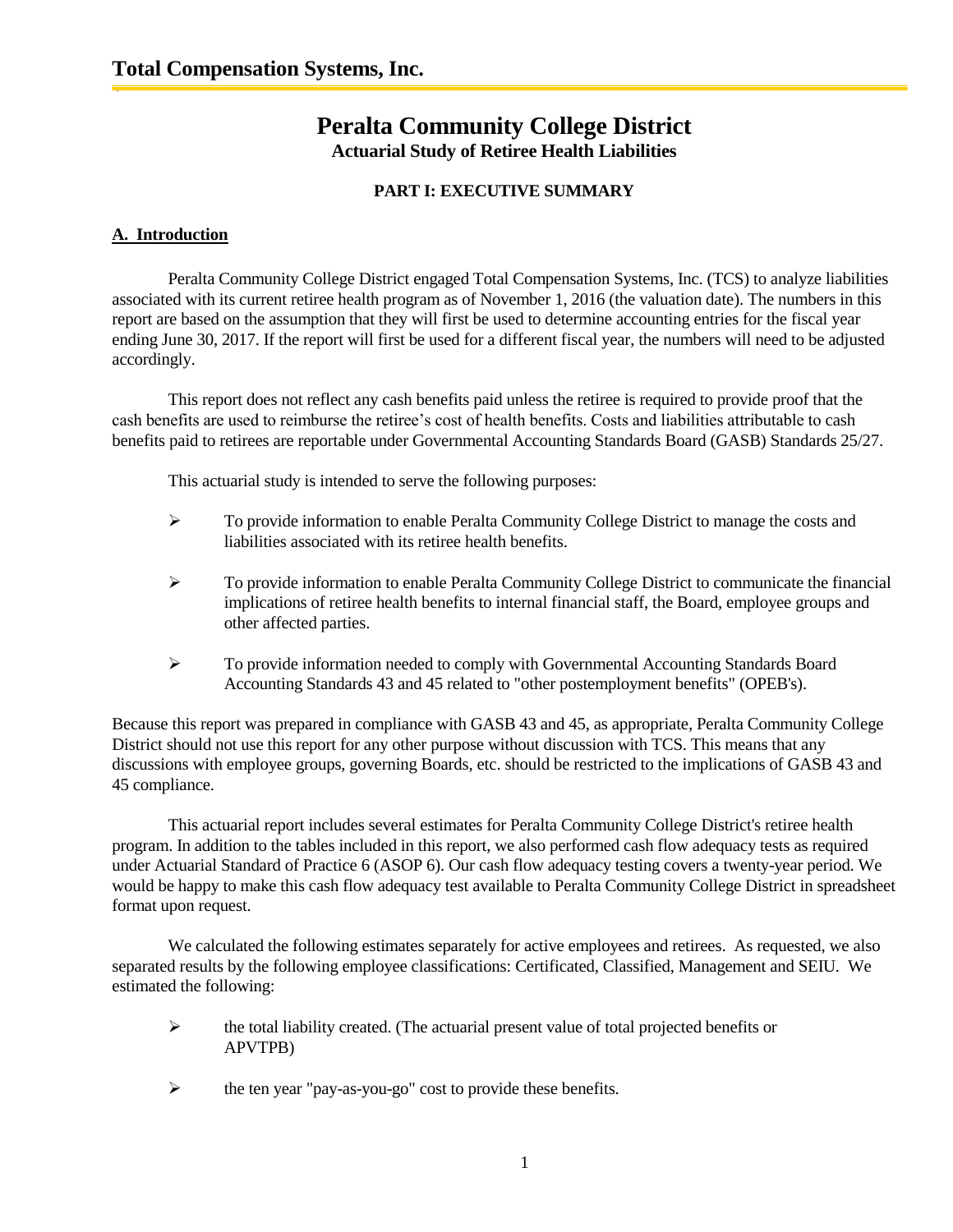# Peralta Community College District

**Actuarial Study of Retiree Health Liabilities**

**PART I: EXECUTIVE SUMMARY**

## A. Introduction

Peralta Community College District engaged Total Compensation Systems, Inc. (TCS) to analyze liabilities associated with its current retiree health program as of November 1, 2016 (the valuation date). The numbers in this report are based on the assumption that they will first be used to determine accounting entries for the fiscal year ending June 30, 2017. If the report will first be used for a different fiscal year, the numbers will need to be adjusted accordingly.

This report does not reflect any cash benefits paid unless the retiree is required to provide proof that the cash benefits are used to reimburse the retiree's cost of health benefits. Costs and liabilities attributable to cash benefits paid to retirees are reportable under Governmental Accounting Standards Board (GASB) Standards 25/27.

This actuarial study is intended to serve the following purposes:

- To provide information to enable Peralta Community College District to manage the costs and liabilities associated with its retiree health benefits.
- To provide information to enable Peralta Community College District to communicate the financial implications of retiree health benefits to internal financial staff, the Board, employee groups and other affected parties.
- To provide information needed to comply with Governmental Accounting Standards Board Accounting Standards 43 and 45 related to "other postemployment benefits" (OPEB's).

Because this report was prepared in compliance with GASB 43 and 45, as appropriate, Peralta Community College District should not use this report for any other purpose without discussion with TCS. This means that any discussions with employee groups, governing Boards, etc. should be restricted to the implications of GASB 43 and 45 compliance.

This actuarial report includes several estimates for Peralta Community College District's retiree health program. In addition to the tables included in this report, we also performed cash flow adequacy tests as required under Actuarial Standard of Practice 6 (ASOP 6). Our cash flow adequacy testing covers a twenty-year period. We would be happy to make this cash flow adequacy test available to Peralta Community College District in spreadsheet format upon request.

We calculated the following estimates separately for active employees and retirees. As requested, we also separated results by the following employee classifications: Certificated, Classified, Management and SEIU. We estimated the following:

- the total liability created. (The actuarial present value of total projected benefits or APVTPB)
- the ten year "pay-as-you-go" cost to provide these benefits.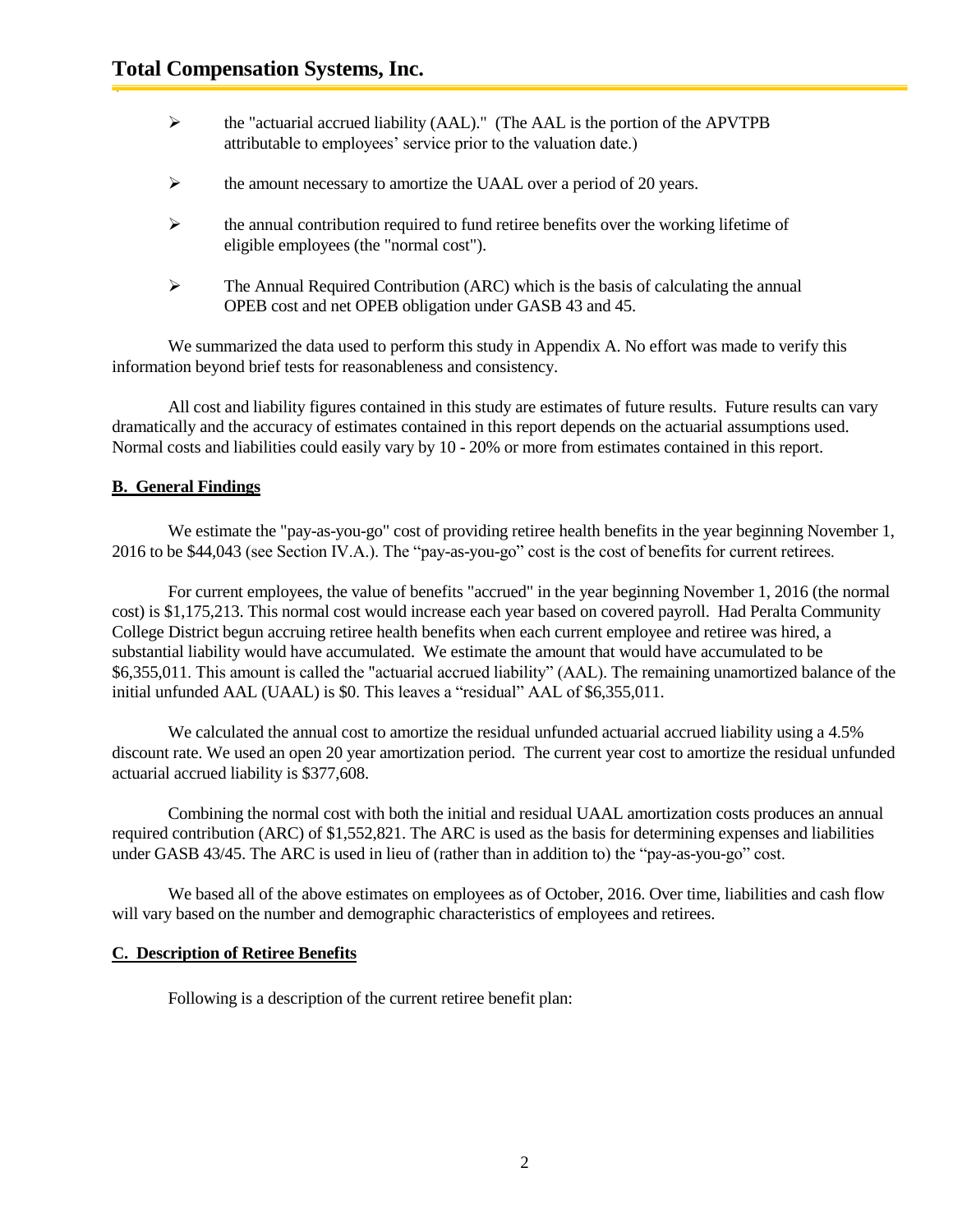- the "actuarial accrued liability (AAL)."  (The AAL is the portion of the APVTPB attributable to employees' service prior to the valuation date.)
- the amount necessary to amortize the UAAL over a period of 20 years.
- the annual contribution required to fund retiree benefits over the working lifetime of eligible employees (the "normal cost").
- The Annual Required Contribution (ARC) which is the basis of calculating the annual OPEB cost and net OPEB obligation under GASB 43 and 45.

We summarized the data used to perform this study in Appendix A. No effort was made to verify this information beyond brief tests for reasonableness and consistency.

All cost and liability figures contained in this study are estimates of future results. Future results can vary dramatically and the accuracy of estimates contained in this report depends on the actuarial assumptions used. Normal costs and liabilities could easily vary by 10 - 20% or more from estimates contained in this report.

## B. General Findings

We estimate the "pay-as-you-go" cost of providing retiree health benefits in the year beginning November 1, 2016 to be $44,043 (see Section IV.A.). The "pay-as-you-go" cost is the cost of benefits for current retirees.

For current employees, the value of benefits "accrued" in the year beginning November 1, 2016 (the normal cost) is $1,175,213. This normal cost would increase each year based on covered payroll. Had Peralta Community College District begun accruing retiree health benefits when each current employee and retiree was hired, a substantial liability would have accumulated. We estimate the amount that would have accumulated to be $6,355,011. This amount is called the "actuarial accrued liability" (AAL). The remaining unamortized balance of the initial unfunded AAL (UAAL) is $0. This leaves a "residual" AAL of $6,355,011.

We calculated the annual cost to amortize the residual unfunded actuarial accrued liability using a 4.5% discount rate. We used an open 20 year amortization period. The current year cost to amortize the residual unfunded actuarial accrued liability is $377,608.

Combining the normal cost with both the initial and residual UAAL amortization costs produces an annual required contribution (ARC) of $1,552,821. The ARC is used as the basis for determining expenses and liabilities under GASB 43/45. The ARC is used in lieu of (rather than in addition to) the "pay-as-you-go" cost.

We based all of the above estimates on employees as of October, 2016. Over time, liabilities and cash flow will vary based on the number and demographic characteristics of employees and retirees.

## C. Description of Retiree Benefits

Following is a description of the current retiree benefit plan: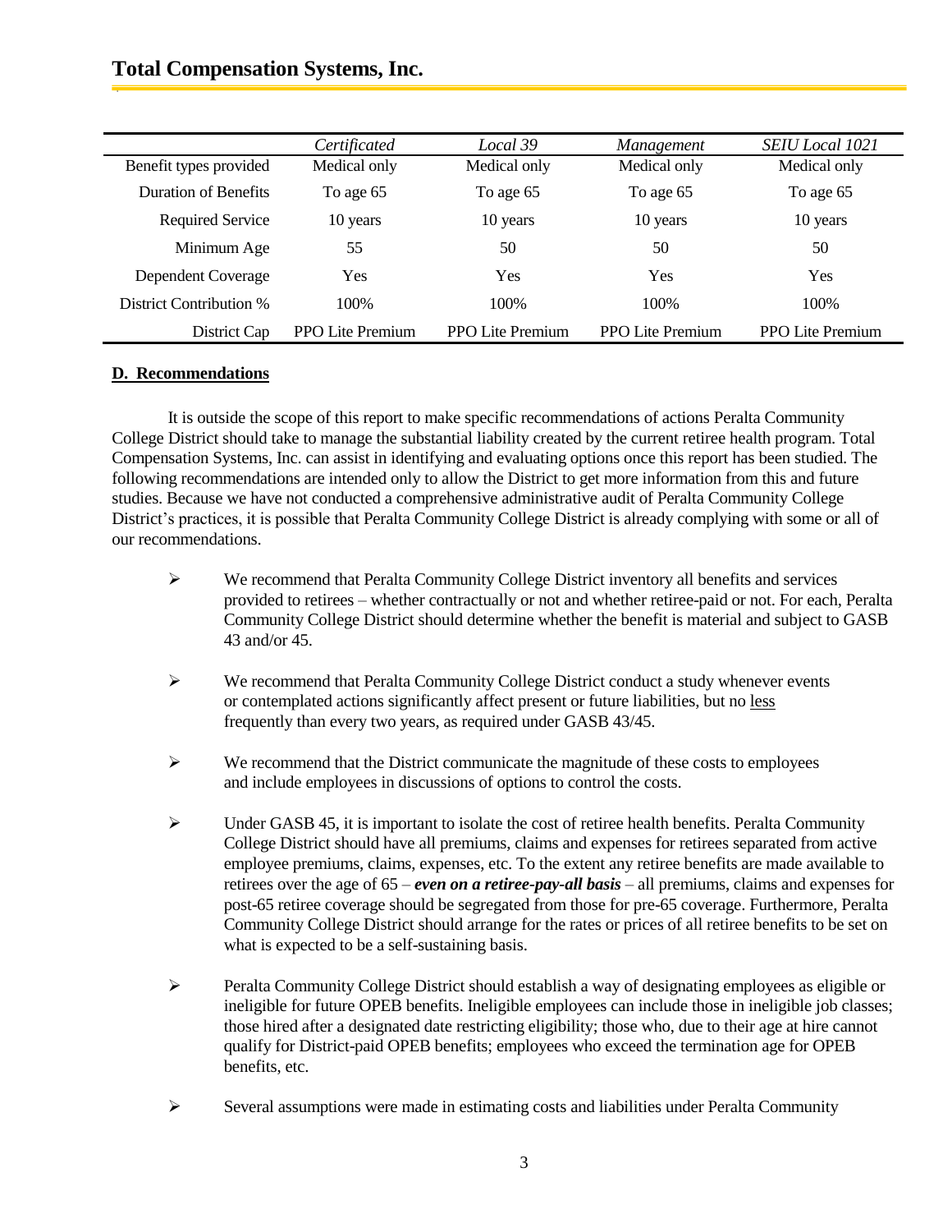| | *Certificated* | *Local 39* | *Management* | *SEIU Local 1021* |
|---|---|---|---|---|
| Benefit types provided | Medical only | Medical only | Medical only | Medical only |
| Duration of Benefits | To age 65 | To age 65 | To age 65 | To age 65 |
| Required Service | 10 years | 10 years | 10 years | 10 years |
| Minimum Age | 55 | 50 | 50 | 50 |
| Dependent Coverage | Yes | Yes | Yes | Yes |
| District Contribution % | 100% | 100% | 100% | 100% |
| District Cap | PPO Lite Premium | PPO Lite Premium | PPO Lite Premium | PPO Lite Premium |

## D. Recommendations

It is outside the scope of this report to make specific recommendations of actions Peralta Community College District should take to manage the substantial liability created by the current retiree health program. Total Compensation Systems, Inc. can assist in identifying and evaluating options once this report has been studied. The following recommendations are intended only to allow the District to get more information from this and future studies. Because we have not conducted a comprehensive administrative audit of Peralta Community College District's practices, it is possible that Peralta Community College District is already complying with some or all of our recommendations.

- We recommend that Peralta Community College District inventory all benefits and services provided to retirees – whether contractually or not and whether retiree-paid or not. For each, Peralta Community College District should determine whether the benefit is material and subject to GASB 43 and/or 45.

- We recommend that Peralta Community College District conduct a study whenever events or contemplated actions significantly affect present or future liabilities, but no less frequently than every two years, as required under GASB 43/45.

- We recommend that the District communicate the magnitude of these costs to employees and include employees in discussions of options to control the costs.

- Under GASB 45, it is important to isolate the cost of retiree health benefits. Peralta Community College District should have all premiums, claims and expenses for retirees separated from active employee premiums, claims, expenses, etc. To the extent any retiree benefits are made available to retirees over the age of 65 – ***even on a retiree-pay-all basis*** – all premiums, claims and expenses for post-65 retiree coverage should be segregated from those for pre-65 coverage. Furthermore, Peralta Community College District should arrange for the rates or prices of all retiree benefits to be set on what is expected to be a self-sustaining basis.

- Peralta Community College District should establish a way of designating employees as eligible or ineligible for future OPEB benefits. Ineligible employees can include those in ineligible job classes; those hired after a designated date restricting eligibility; those who, due to their age at hire cannot qualify for District-paid OPEB benefits; employees who exceed the termination age for OPEB benefits, etc.

- Several assumptions were made in estimating costs and liabilities under Peralta Community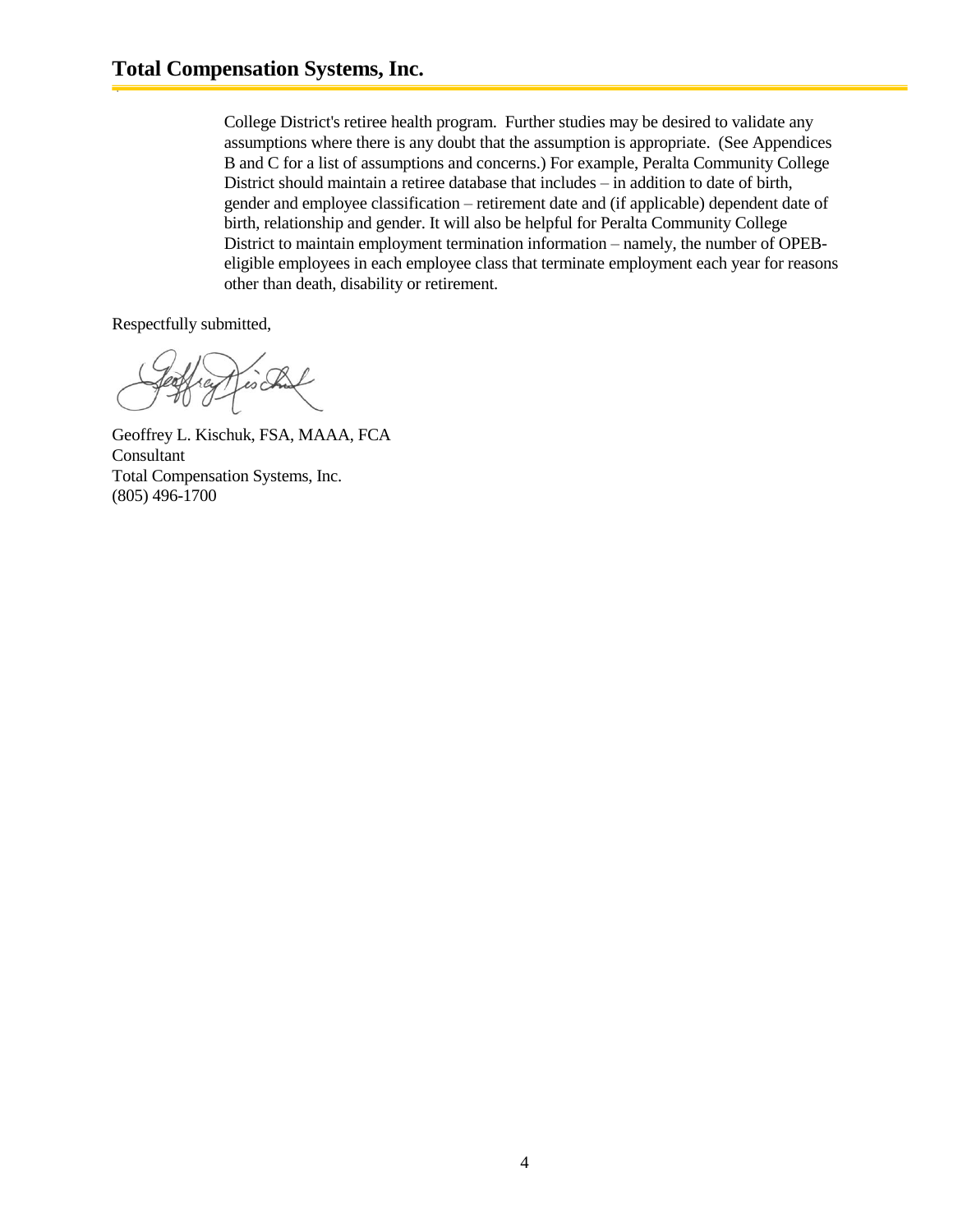College District's retiree health program. Further studies may be desired to validate any assumptions where there is any doubt that the assumption is appropriate. (See Appendices B and C for a list of assumptions and concerns.) For example, Peralta Community College District should maintain a retiree database that includes – in addition to date of birth, gender and employee classification – retirement date and (if applicable) dependent date of birth, relationship and gender. It will also be helpful for Peralta Community College District to maintain employment termination information – namely, the number of OPEB-eligible employees in each employee class that terminate employment each year for reasons other than death, disability or retirement.

Respectfully submitted,

Geoffrey L. Kischuk, FSA, MAAA, FCA
Consultant
Total Compensation Systems, Inc.
(805) 496-1700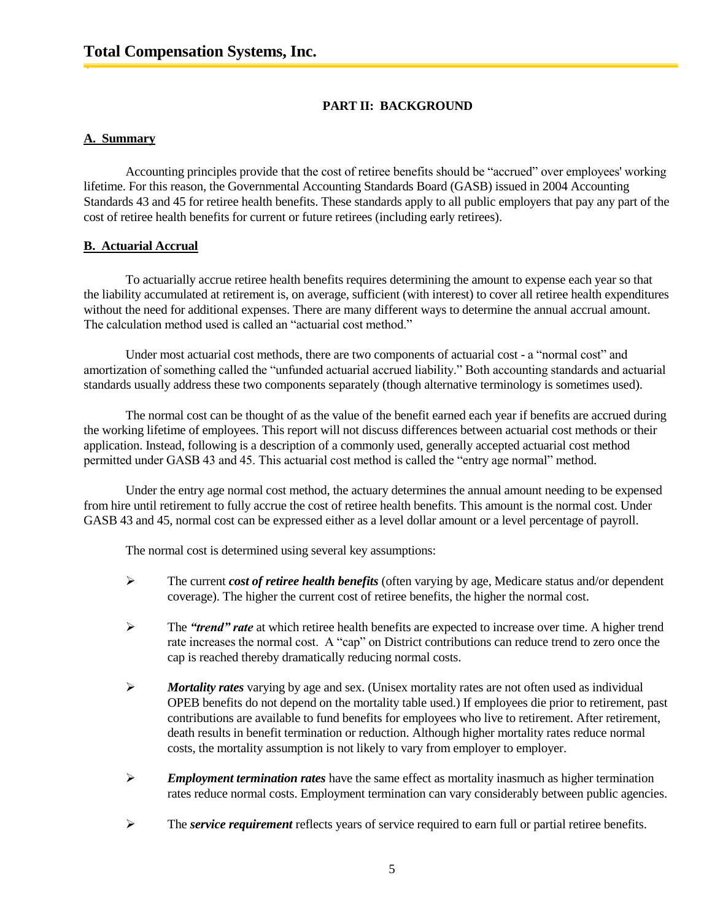## PART II: BACKGROUND

### A. Summary

Accounting principles provide that the cost of retiree benefits should be "accrued" over employees' working lifetime. For this reason, the Governmental Accounting Standards Board (GASB) issued in 2004 Accounting Standards 43 and 45 for retiree health benefits. These standards apply to all public employers that pay any part of the cost of retiree health benefits for current or future retirees (including early retirees).

### B. Actuarial Accrual

To actuarially accrue retiree health benefits requires determining the amount to expense each year so that the liability accumulated at retirement is, on average, sufficient (with interest) to cover all retiree health expenditures without the need for additional expenses. There are many different ways to determine the annual accrual amount. The calculation method used is called an "actuarial cost method."

Under most actuarial cost methods, there are two components of actuarial cost - a "normal cost" and amortization of something called the "unfunded actuarial accrued liability." Both accounting standards and actuarial standards usually address these two components separately (though alternative terminology is sometimes used).

The normal cost can be thought of as the value of the benefit earned each year if benefits are accrued during the working lifetime of employees. This report will not discuss differences between actuarial cost methods or their application. Instead, following is a description of a commonly used, generally accepted actuarial cost method permitted under GASB 43 and 45. This actuarial cost method is called the "entry age normal" method.

Under the entry age normal cost method, the actuary determines the annual amount needing to be expensed from hire until retirement to fully accrue the cost of retiree health benefits. This amount is the normal cost. Under GASB 43 and 45, normal cost can be expressed either as a level dollar amount or a level percentage of payroll.

The normal cost is determined using several key assumptions:

- The current ***cost of retiree health benefits*** (often varying by age, Medicare status and/or dependent coverage). The higher the current cost of retiree benefits, the higher the normal cost.
- The ***"trend" rate*** at which retiree health benefits are expected to increase over time. A higher trend rate increases the normal cost. A "cap" on District contributions can reduce trend to zero once the cap is reached thereby dramatically reducing normal costs.
- ***Mortality rates*** varying by age and sex. (Unisex mortality rates are not often used as individual OPEB benefits do not depend on the mortality table used.) If employees die prior to retirement, past contributions are available to fund benefits for employees who live to retirement. After retirement, death results in benefit termination or reduction. Although higher mortality rates reduce normal costs, the mortality assumption is not likely to vary from employer to employer.
- ***Employment termination rates*** have the same effect as mortality inasmuch as higher termination rates reduce normal costs. Employment termination can vary considerably between public agencies.
- The ***service requirement*** reflects years of service required to earn full or partial retiree benefits.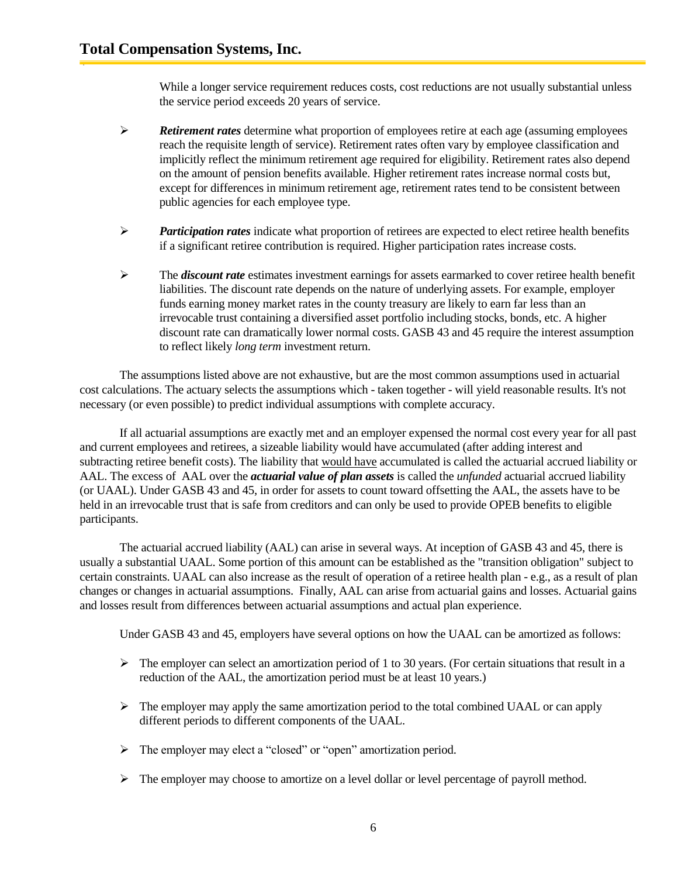While a longer service requirement reduces costs, cost reductions are not usually substantial unless the service period exceeds 20 years of service.

- ***Retirement rates*** determine what proportion of employees retire at each age (assuming employees reach the requisite length of service). Retirement rates often vary by employee classification and implicitly reflect the minimum retirement age required for eligibility. Retirement rates also depend on the amount of pension benefits available. Higher retirement rates increase normal costs but, except for differences in minimum retirement age, retirement rates tend to be consistent between public agencies for each employee type.

- ***Participation rates*** indicate what proportion of retirees are expected to elect retiree health benefits if a significant retiree contribution is required. Higher participation rates increase costs.

- The ***discount rate*** estimates investment earnings for assets earmarked to cover retiree health benefit liabilities. The discount rate depends on the nature of underlying assets. For example, employer funds earning money market rates in the county treasury are likely to earn far less than an irrevocable trust containing a diversified asset portfolio including stocks, bonds, etc. A higher discount rate can dramatically lower normal costs. GASB 43 and 45 require the interest assumption to reflect likely *long term* investment return.

The assumptions listed above are not exhaustive, but are the most common assumptions used in actuarial cost calculations. The actuary selects the assumptions which - taken together - will yield reasonable results. It's not necessary (or even possible) to predict individual assumptions with complete accuracy.

If all actuarial assumptions are exactly met and an employer expensed the normal cost every year for all past and current employees and retirees, a sizeable liability would have accumulated (after adding interest and subtracting retiree benefit costs). The liability that would have accumulated is called the actuarial accrued liability or AAL. The excess of AAL over the ***actuarial value of plan assets*** is called the *unfunded* actuarial accrued liability (or UAAL). Under GASB 43 and 45, in order for assets to count toward offsetting the AAL, the assets have to be held in an irrevocable trust that is safe from creditors and can only be used to provide OPEB benefits to eligible participants.

The actuarial accrued liability (AAL) can arise in several ways. At inception of GASB 43 and 45, there is usually a substantial UAAL. Some portion of this amount can be established as the "transition obligation" subject to certain constraints. UAAL can also increase as the result of operation of a retiree health plan - e.g., as a result of plan changes or changes in actuarial assumptions. Finally, AAL can arise from actuarial gains and losses. Actuarial gains and losses result from differences between actuarial assumptions and actual plan experience.

Under GASB 43 and 45, employers have several options on how the UAAL can be amortized as follows:

- The employer can select an amortization period of 1 to 30 years. (For certain situations that result in a reduction of the AAL, the amortization period must be at least 10 years.)

- The employer may apply the same amortization period to the total combined UAAL or can apply different periods to different components of the UAAL.

- The employer may elect a "closed" or "open" amortization period.

- The employer may choose to amortize on a level dollar or level percentage of payroll method.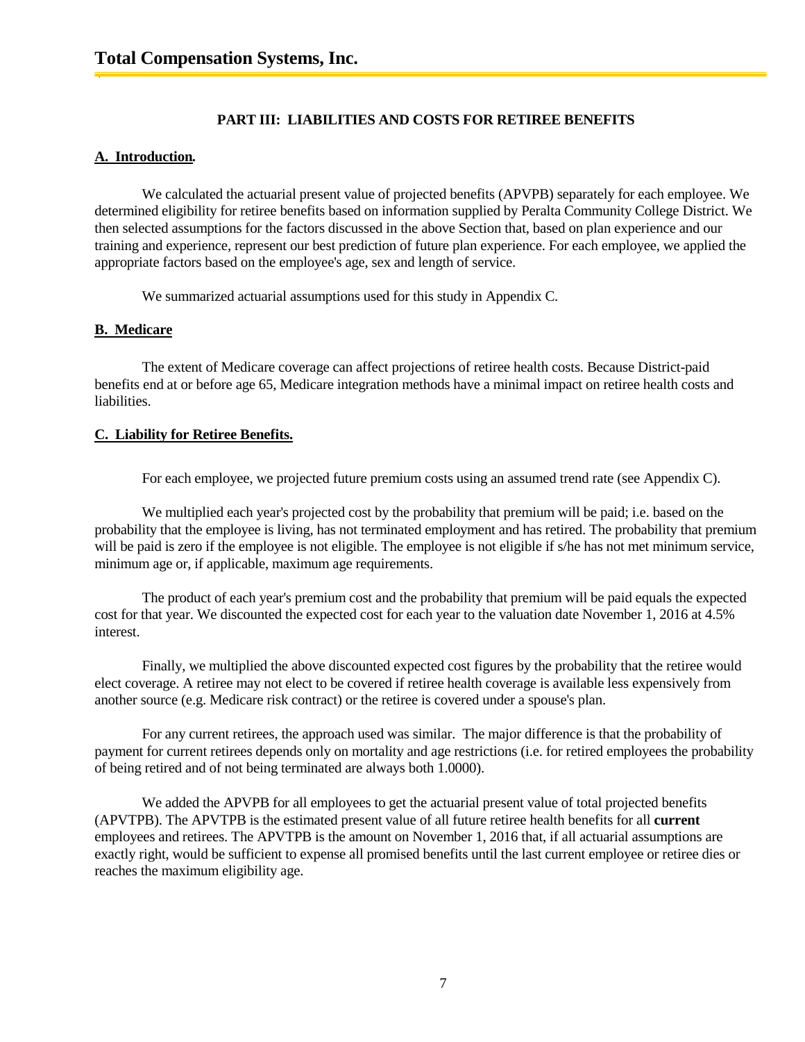## PART III: LIABILITIES AND COSTS FOR RETIREE BENEFITS

### A. Introduction.

We calculated the actuarial present value of projected benefits (APVPB) separately for each employee. We determined eligibility for retiree benefits based on information supplied by Peralta Community College District. We then selected assumptions for the factors discussed in the above Section that, based on plan experience and our training and experience, represent our best prediction of future plan experience. For each employee, we applied the appropriate factors based on the employee's age, sex and length of service.

We summarized actuarial assumptions used for this study in Appendix C.

### B. Medicare

The extent of Medicare coverage can affect projections of retiree health costs. Because District-paid benefits end at or before age 65, Medicare integration methods have a minimal impact on retiree health costs and liabilities.

### C. Liability for Retiree Benefits.

For each employee, we projected future premium costs using an assumed trend rate (see Appendix C).

We multiplied each year's projected cost by the probability that premium will be paid; i.e. based on the probability that the employee is living, has not terminated employment and has retired. The probability that premium will be paid is zero if the employee is not eligible. The employee is not eligible if s/he has not met minimum service, minimum age or, if applicable, maximum age requirements.

The product of each year's premium cost and the probability that premium will be paid equals the expected cost for that year. We discounted the expected cost for each year to the valuation date November 1, 2016 at 4.5% interest.

Finally, we multiplied the above discounted expected cost figures by the probability that the retiree would elect coverage. A retiree may not elect to be covered if retiree health coverage is available less expensively from another source (e.g. Medicare risk contract) or the retiree is covered under a spouse's plan.

For any current retirees, the approach used was similar. The major difference is that the probability of payment for current retirees depends only on mortality and age restrictions (i.e. for retired employees the probability of being retired and of not being terminated are always both 1.0000).

We added the APVPB for all employees to get the actuarial present value of total projected benefits (APVTPB). The APVTPB is the estimated present value of all future retiree health benefits for all **current** employees and retirees. The APVTPB is the amount on November 1, 2016 that, if all actuarial assumptions are exactly right, would be sufficient to expense all promised benefits until the last current employee or retiree dies or reaches the maximum eligibility age.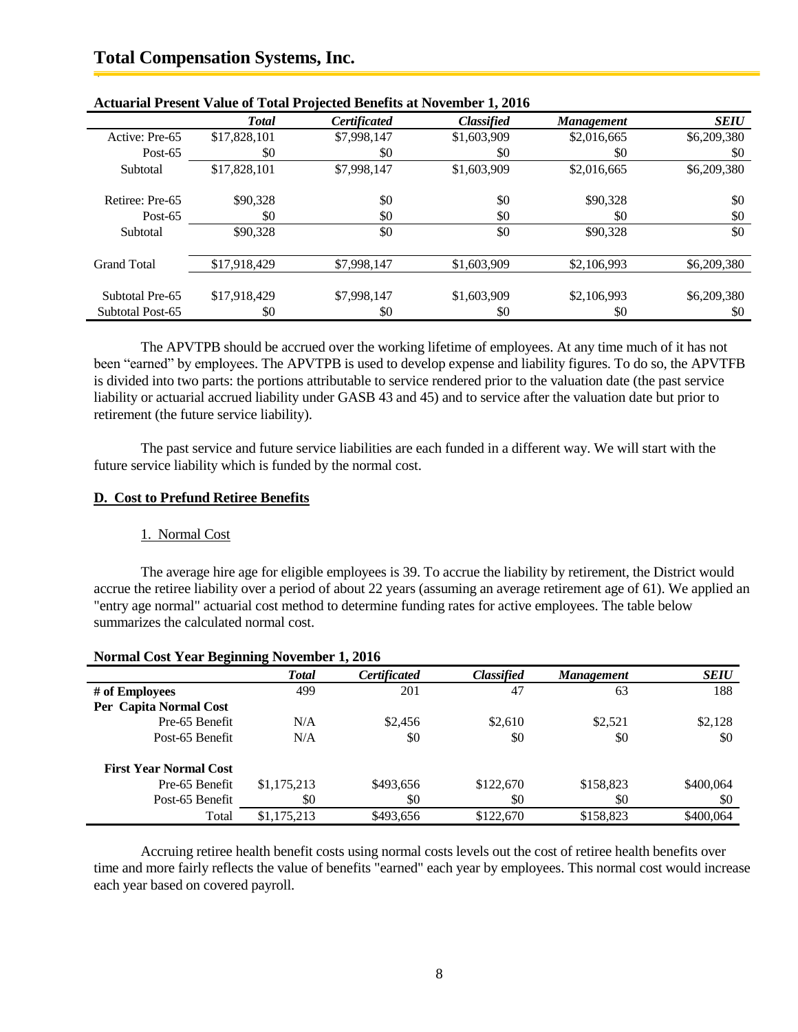**Actuarial Present Value of Total Projected Benefits at November 1, 2016**

| | *Total* | *Certificated* | *Classified* | *Management* | *SEIU* |
|---|---|---|---|---|---|
| Active: Pre-65 | $17,828,101 | $7,998,147 | $1,603,909 | $2,016,665 | $6,209,380 |
| Post-65 | $0 | $0 | $0 | $0 | $0 |
| Subtotal | $17,828,101 | $7,998,147 | $1,603,909 | $2,016,665 | $6,209,380 |
| Retiree: Pre-65 | $90,328 | $0 | $0 | $90,328 | $0 |
| Post-65 | $0 | $0 | $0 | $0 | $0 |
| Subtotal | $90,328 | $0 | $0 | $90,328 | $0 |
| Grand Total | $17,918,429 | $7,998,147 | $1,603,909 | $2,106,993 | $6,209,380 |
| Subtotal Pre-65 | $17,918,429 | $7,998,147 | $1,603,909 | $2,106,993 | $6,209,380 |
| Subtotal Post-65 | $0 | $0 | $0 | $0 | $0 |

The APVTPB should be accrued over the working lifetime of employees. At any time much of it has not been "earned" by employees. The APVTPB is used to develop expense and liability figures. To do so, the APVTFB is divided into two parts: the portions attributable to service rendered prior to the valuation date (the past service liability or actuarial accrued liability under GASB 43 and 45) and to service after the valuation date but prior to retirement (the future service liability).

The past service and future service liabilities are each funded in a different way. We will start with the future service liability which is funded by the normal cost.

## D. Cost to Prefund Retiree Benefits

### 1. Normal Cost

The average hire age for eligible employees is 39. To accrue the liability by retirement, the District would accrue the retiree liability over a period of about 22 years (assuming an average retirement age of 61). We applied an "entry age normal" actuarial cost method to determine funding rates for active employees. The table below summarizes the calculated normal cost.

**Normal Cost Year Beginning November 1, 2016**

| | *Total* | *Certificated* | *Classified* | *Management* | *SEIU* |
|---|---|---|---|---|---|
| **# of Employees** | 499 | 201 | 47 | 63 | 188 |
| **Per Capita Normal Cost** | | | | | |
| Pre-65 Benefit | N/A | $2,456 | $2,610 | $2,521 | $2,128 |
| Post-65 Benefit | N/A | $0 | $0 | $0 | $0 |
| **First Year Normal Cost** | | | | | |
| Pre-65 Benefit | $1,175,213 | $493,656 | $122,670 | $158,823 | $400,064 |
| Post-65 Benefit | $0 | $0 | $0 | $0 | $0 |
| Total | $1,175,213 | $493,656 | $122,670 | $158,823 | $400,064 |

Accruing retiree health benefit costs using normal costs levels out the cost of retiree health benefits over time and more fairly reflects the value of benefits "earned" each year by employees. This normal cost would increase each year based on covered payroll.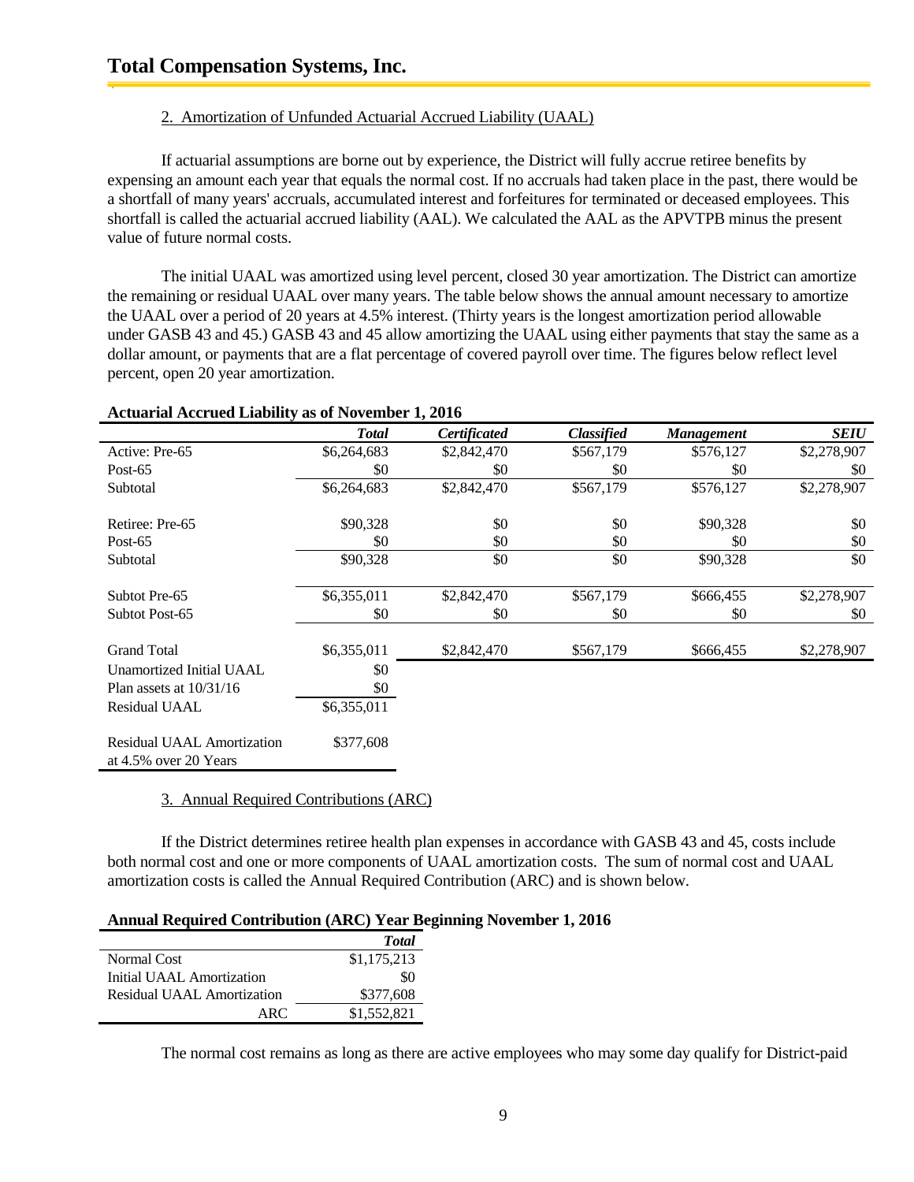2. Amortization of Unfunded Actuarial Accrued Liability (UAAL)

If actuarial assumptions are borne out by experience, the District will fully accrue retiree benefits by expensing an amount each year that equals the normal cost. If no accruals had taken place in the past, there would be a shortfall of many years' accruals, accumulated interest and forfeitures for terminated or deceased employees. This shortfall is called the actuarial accrued liability (AAL). We calculated the AAL as the APVTPB minus the present value of future normal costs.

The initial UAAL was amortized using level percent, closed 30 year amortization. The District can amortize the remaining or residual UAAL over many years. The table below shows the annual amount necessary to amortize the UAAL over a period of 20 years at 4.5% interest. (Thirty years is the longest amortization period allowable under GASB 43 and 45.) GASB 43 and 45 allow amortizing the UAAL using either payments that stay the same as a dollar amount, or payments that are a flat percentage of covered payroll over time. The figures below reflect level percent, open 20 year amortization.

**Actuarial Accrued Liability as of November 1, 2016**

| | *Total* | *Certificated* | *Classified* | *Management* | *SEIU* |
|---|---|---|---|---|---|
| Active: Pre-65 | $6,264,683 | $2,842,470 | $567,179 | $576,127 | $2,278,907 |
| Post-65 | $0 | $0 | $0 | $0 | $0 |
| Subtotal | $6,264,683 | $2,842,470 | $567,179 | $576,127 | $2,278,907 |
| Retiree: Pre-65 | $90,328 | $0 | $0 | $90,328 | $0 |
| Post-65 | $0 | $0 | $0 | $0 | $0 |
| Subtotal | $90,328 | $0 | $0 | $90,328 | $0 |
| Subtot Pre-65 | $6,355,011 | $2,842,470 | $567,179 | $666,455 | $2,278,907 |
| Subtot Post-65 | $0 | $0 | $0 | $0 | $0 |
| Grand Total | $6,355,011 | $2,842,470 | $567,179 | $666,455 | $2,278,907 |
| Unamortized Initial UAAL | $0 | | | | |
| Plan assets at 10/31/16 | $0 | | | | |
| Residual UAAL | $6,355,011 | | | | |
| Residual UAAL Amortization at 4.5% over 20 Years | $377,608 | | | | |

3. Annual Required Contributions (ARC)

If the District determines retiree health plan expenses in accordance with GASB 43 and 45, costs include both normal cost and one or more components of UAAL amortization costs. The sum of normal cost and UAAL amortization costs is called the Annual Required Contribution (ARC) and is shown below.

**Annual Required Contribution (ARC) Year Beginning November 1, 2016**

| | *Total* |
|---|---|
| Normal Cost | $1,175,213 |
| Initial UAAL Amortization | $0 |
| Residual UAAL Amortization | $377,608 |
| ARC | $1,552,821 |

The normal cost remains as long as there are active employees who may some day qualify for District-paid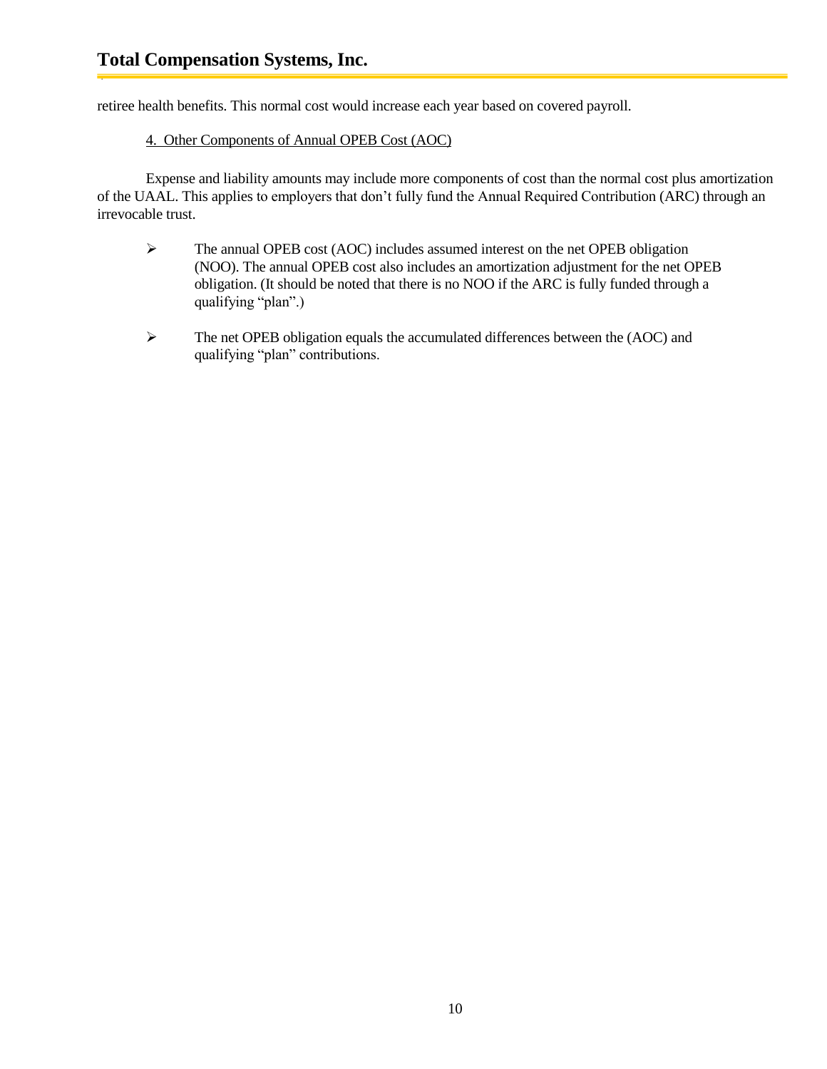retiree health benefits. This normal cost would increase each year based on covered payroll.

4. Other Components of Annual OPEB Cost (AOC)

Expense and liability amounts may include more components of cost than the normal cost plus amortization of the UAAL. This applies to employers that don't fully fund the Annual Required Contribution (ARC) through an irrevocable trust.

- The annual OPEB cost (AOC) includes assumed interest on the net OPEB obligation (NOO). The annual OPEB cost also includes an amortization adjustment for the net OPEB obligation. (It should be noted that there is no NOO if the ARC is fully funded through a qualifying "plan".)

- The net OPEB obligation equals the accumulated differences between the (AOC) and qualifying "plan" contributions.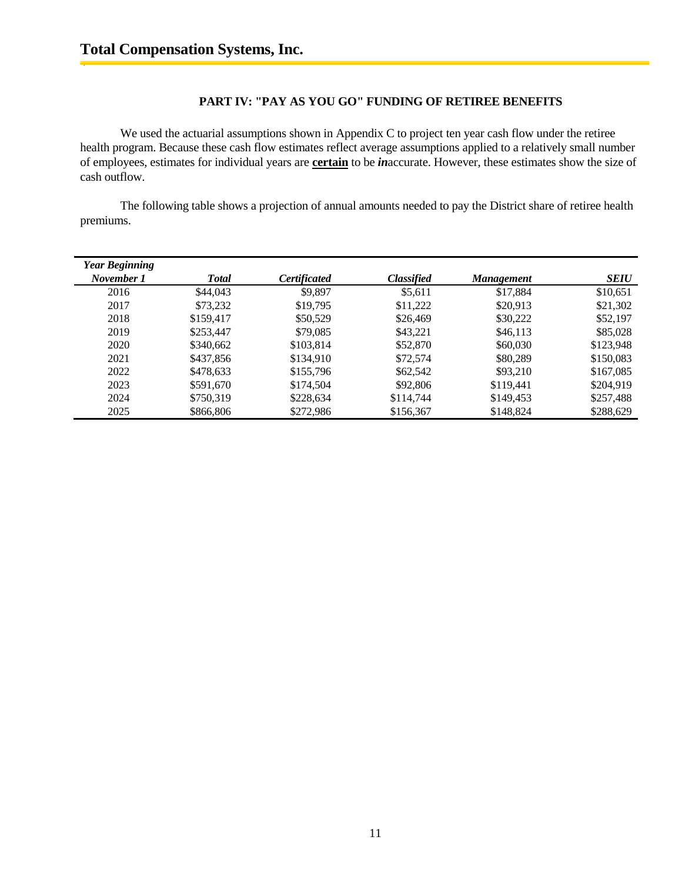## PART IV: "PAY AS YOU GO" FUNDING OF RETIREE BENEFITS

We used the actuarial assumptions shown in Appendix C to project ten year cash flow under the retiree health program. Because these cash flow estimates reflect average assumptions applied to a relatively small number of employees, estimates for individual years are **certain** to be ***in***accurate. However, these estimates show the size of cash outflow.

The following table shows a projection of annual amounts needed to pay the District share of retiree health premiums.

| *Year Beginning November 1* | *Total* | *Certificated* | *Classified* | *Management* | *SEIU* |
|---|---|---|---|---|---|
| 2016 | \$44,043 | \$9,897 | \$5,611 | \$17,884 | \$10,651 |
| 2017 | \$73,232 | \$19,795 | \$11,222 | \$20,913 | \$21,302 |
| 2018 | \$159,417 | \$50,529 | \$26,469 | \$30,222 | \$52,197 |
| 2019 | \$253,447 | \$79,085 | \$43,221 | \$46,113 | \$85,028 |
| 2020 | \$340,662 | \$103,814 | \$52,870 | \$60,030 | \$123,948 |
| 2021 | \$437,856 | \$134,910 | \$72,574 | \$80,289 | \$150,083 |
| 2022 | \$478,633 | \$155,796 | \$62,542 | \$93,210 | \$167,085 |
| 2023 | \$591,670 | \$174,504 | \$92,806 | \$119,441 | \$204,919 |
| 2024 | \$750,319 | \$228,634 | \$114,744 | \$149,453 | \$257,488 |
| 2025 | \$866,806 | \$272,986 | \$156,367 | \$148,824 | \$288,629 |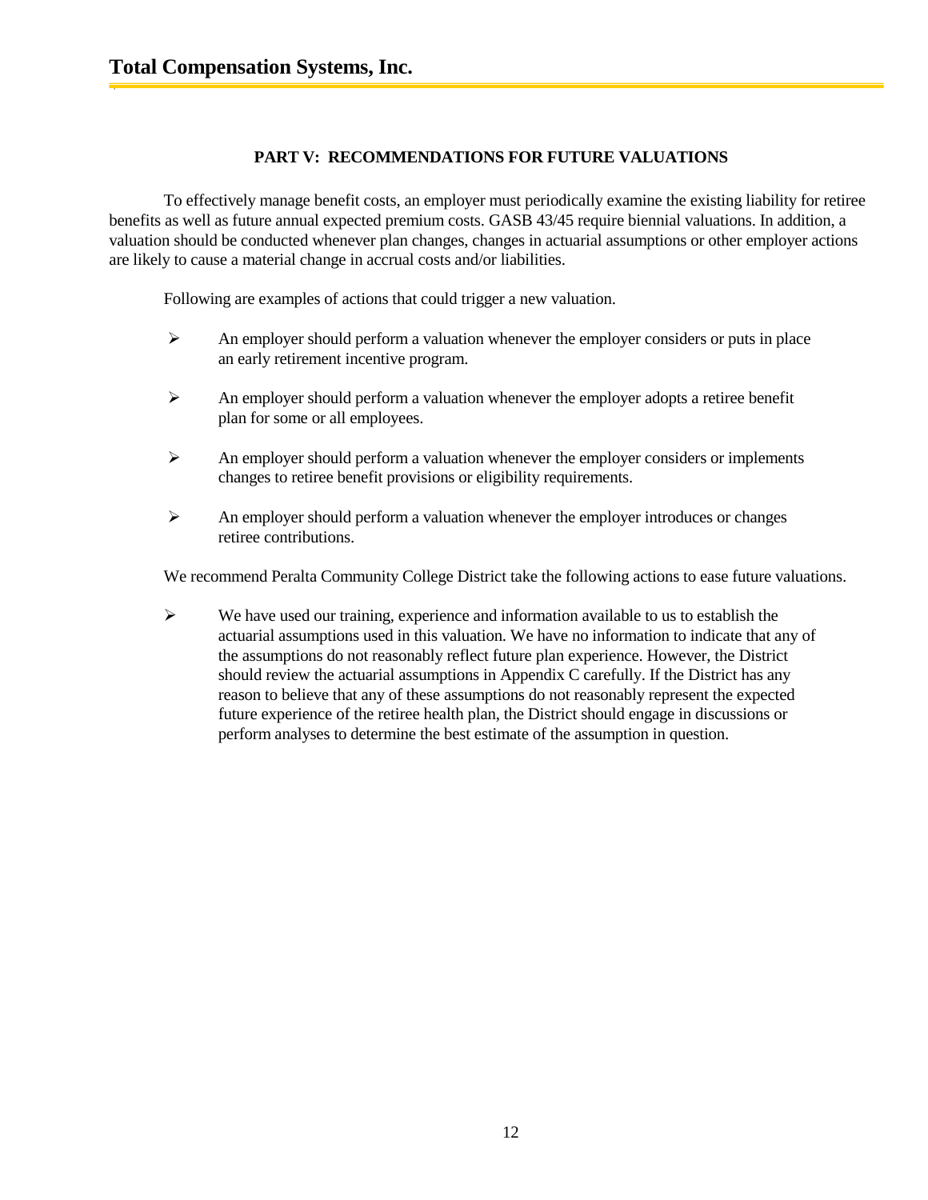## PART V: RECOMMENDATIONS FOR FUTURE VALUATIONS

To effectively manage benefit costs, an employer must periodically examine the existing liability for retiree benefits as well as future annual expected premium costs. GASB 43/45 require biennial valuations. In addition, a valuation should be conducted whenever plan changes, changes in actuarial assumptions or other employer actions are likely to cause a material change in accrual costs and/or liabilities.

Following are examples of actions that could trigger a new valuation.

- An employer should perform a valuation whenever the employer considers or puts in place an early retirement incentive program.
- An employer should perform a valuation whenever the employer adopts a retiree benefit plan for some or all employees.
- An employer should perform a valuation whenever the employer considers or implements changes to retiree benefit provisions or eligibility requirements.
- An employer should perform a valuation whenever the employer introduces or changes retiree contributions.

We recommend Peralta Community College District take the following actions to ease future valuations.

- We have used our training, experience and information available to us to establish the actuarial assumptions used in this valuation. We have no information to indicate that any of the assumptions do not reasonably reflect future plan experience. However, the District should review the actuarial assumptions in Appendix C carefully. If the District has any reason to believe that any of these assumptions do not reasonably represent the expected future experience of the retiree health plan, the District should engage in discussions or perform analyses to determine the best estimate of the assumption in question.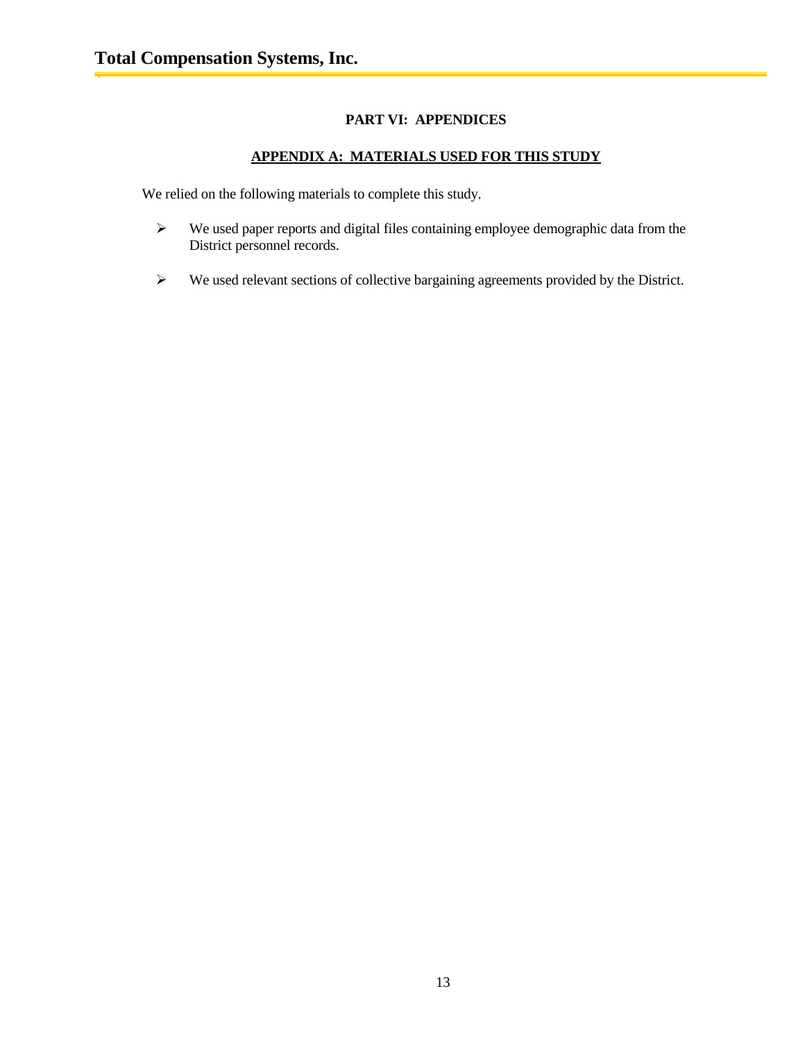## PART VI: APPENDICES

### APPENDIX A: MATERIALS USED FOR THIS STUDY

We relied on the following materials to complete this study.

- We used paper reports and digital files containing employee demographic data from the District personnel records.
- We used relevant sections of collective bargaining agreements provided by the District.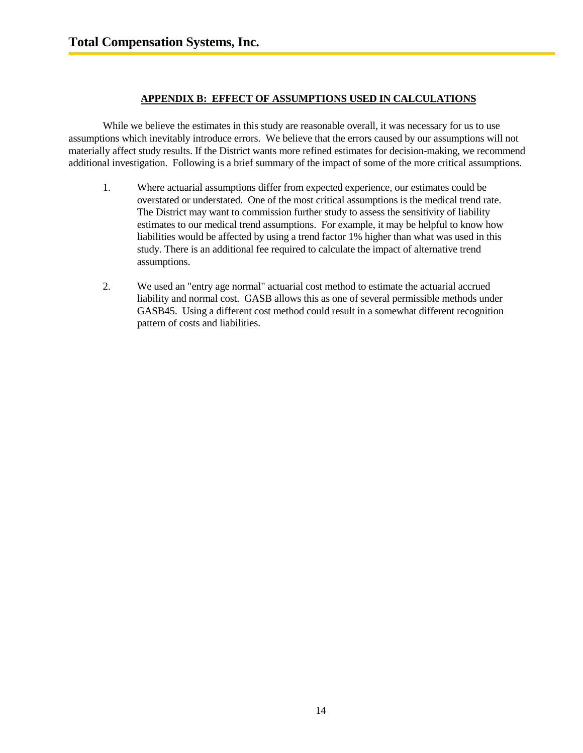## APPENDIX B: EFFECT OF ASSUMPTIONS USED IN CALCULATIONS

While we believe the estimates in this study are reasonable overall, it was necessary for us to use assumptions which inevitably introduce errors. We believe that the errors caused by our assumptions will not materially affect study results. If the District wants more refined estimates for decision-making, we recommend additional investigation. Following is a brief summary of the impact of some of the more critical assumptions.

1. Where actuarial assumptions differ from expected experience, our estimates could be overstated or understated. One of the most critical assumptions is the medical trend rate. The District may want to commission further study to assess the sensitivity of liability estimates to our medical trend assumptions. For example, it may be helpful to know how liabilities would be affected by using a trend factor 1% higher than what was used in this study. There is an additional fee required to calculate the impact of alternative trend assumptions.

2. We used an "entry age normal" actuarial cost method to estimate the actuarial accrued liability and normal cost. GASB allows this as one of several permissible methods under GASB45. Using a different cost method could result in a somewhat different recognition pattern of costs and liabilities.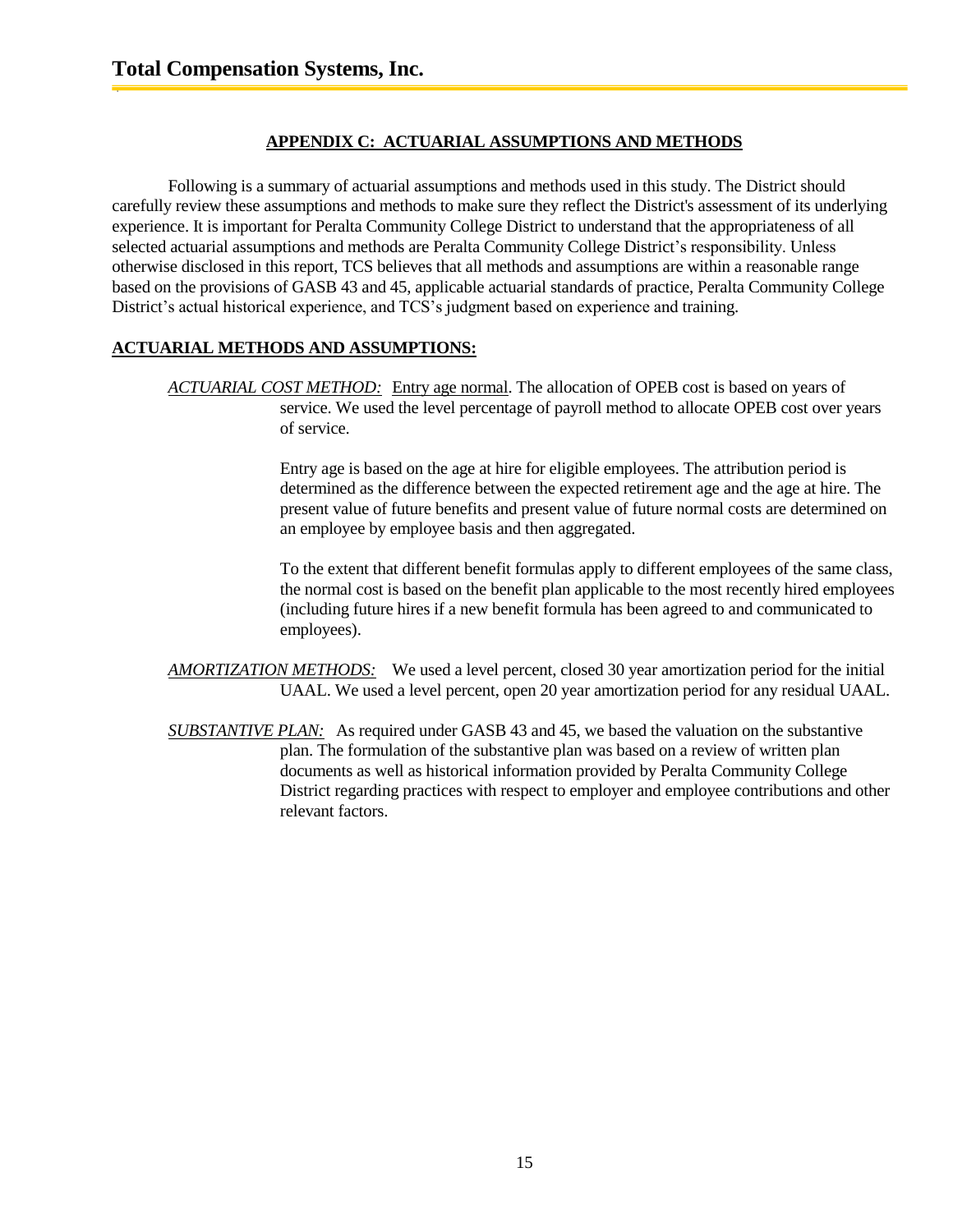## APPENDIX C: ACTUARIAL ASSUMPTIONS AND METHODS

Following is a summary of actuarial assumptions and methods used in this study. The District should carefully review these assumptions and methods to make sure they reflect the District's assessment of its underlying experience. It is important for Peralta Community College District to understand that the appropriateness of all selected actuarial assumptions and methods are Peralta Community College District's responsibility. Unless otherwise disclosed in this report, TCS believes that all methods and assumptions are within a reasonable range based on the provisions of GASB 43 and 45, applicable actuarial standards of practice, Peralta Community College District's actual historical experience, and TCS's judgment based on experience and training.

### ACTUARIAL METHODS AND ASSUMPTIONS:

*ACTUARIAL COST METHOD:* Entry age normal. The allocation of OPEB cost is based on years of service. We used the level percentage of payroll method to allocate OPEB cost over years of service.

Entry age is based on the age at hire for eligible employees. The attribution period is determined as the difference between the expected retirement age and the age at hire. The present value of future benefits and present value of future normal costs are determined on an employee by employee basis and then aggregated.

To the extent that different benefit formulas apply to different employees of the same class, the normal cost is based on the benefit plan applicable to the most recently hired employees (including future hires if a new benefit formula has been agreed to and communicated to employees).

*AMORTIZATION METHODS:* We used a level percent, closed 30 year amortization period for the initial UAAL. We used a level percent, open 20 year amortization period for any residual UAAL.

*SUBSTANTIVE PLAN:* As required under GASB 43 and 45, we based the valuation on the substantive plan. The formulation of the substantive plan was based on a review of written plan documents as well as historical information provided by Peralta Community College District regarding practices with respect to employer and employee contributions and other relevant factors.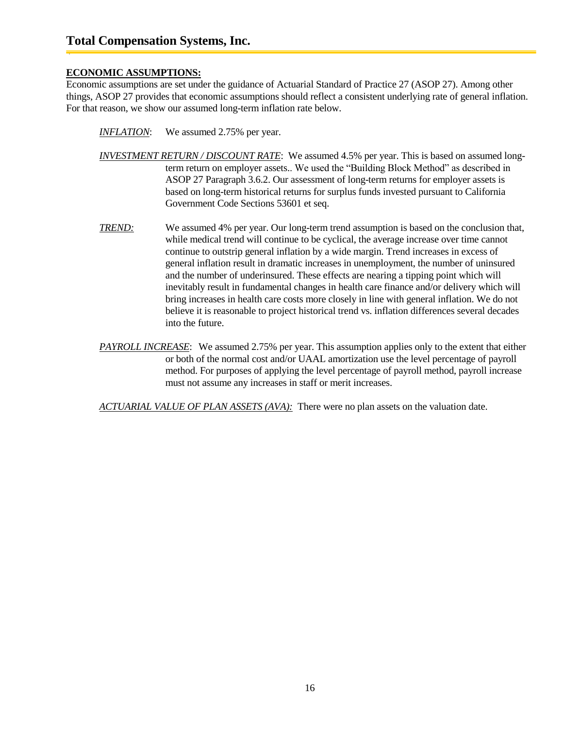## ECONOMIC ASSUMPTIONS:

Economic assumptions are set under the guidance of Actuarial Standard of Practice 27 (ASOP 27). Among other things, ASOP 27 provides that economic assumptions should reflect a consistent underlying rate of general inflation. For that reason, we show our assumed long-term inflation rate below.

*INFLATION*: We assumed 2.75% per year.

*INVESTMENT RETURN / DISCOUNT RATE*: We assumed 4.5% per year. This is based on assumed long-term return on employer assets.. We used the "Building Block Method" as described in ASOP 27 Paragraph 3.6.2. Our assessment of long-term returns for employer assets is based on long-term historical returns for surplus funds invested pursuant to California Government Code Sections 53601 et seq.

*TREND:* We assumed 4% per year. Our long-term trend assumption is based on the conclusion that, while medical trend will continue to be cyclical, the average increase over time cannot continue to outstrip general inflation by a wide margin. Trend increases in excess of general inflation result in dramatic increases in unemployment, the number of uninsured and the number of underinsured. These effects are nearing a tipping point which will inevitably result in fundamental changes in health care finance and/or delivery which will bring increases in health care costs more closely in line with general inflation. We do not believe it is reasonable to project historical trend vs. inflation differences several decades into the future.

*PAYROLL INCREASE*: We assumed 2.75% per year. This assumption applies only to the extent that either or both of the normal cost and/or UAAL amortization use the level percentage of payroll method. For purposes of applying the level percentage of payroll method, payroll increase must not assume any increases in staff or merit increases.

*ACTUARIAL VALUE OF PLAN ASSETS (AVA):* There were no plan assets on the valuation date.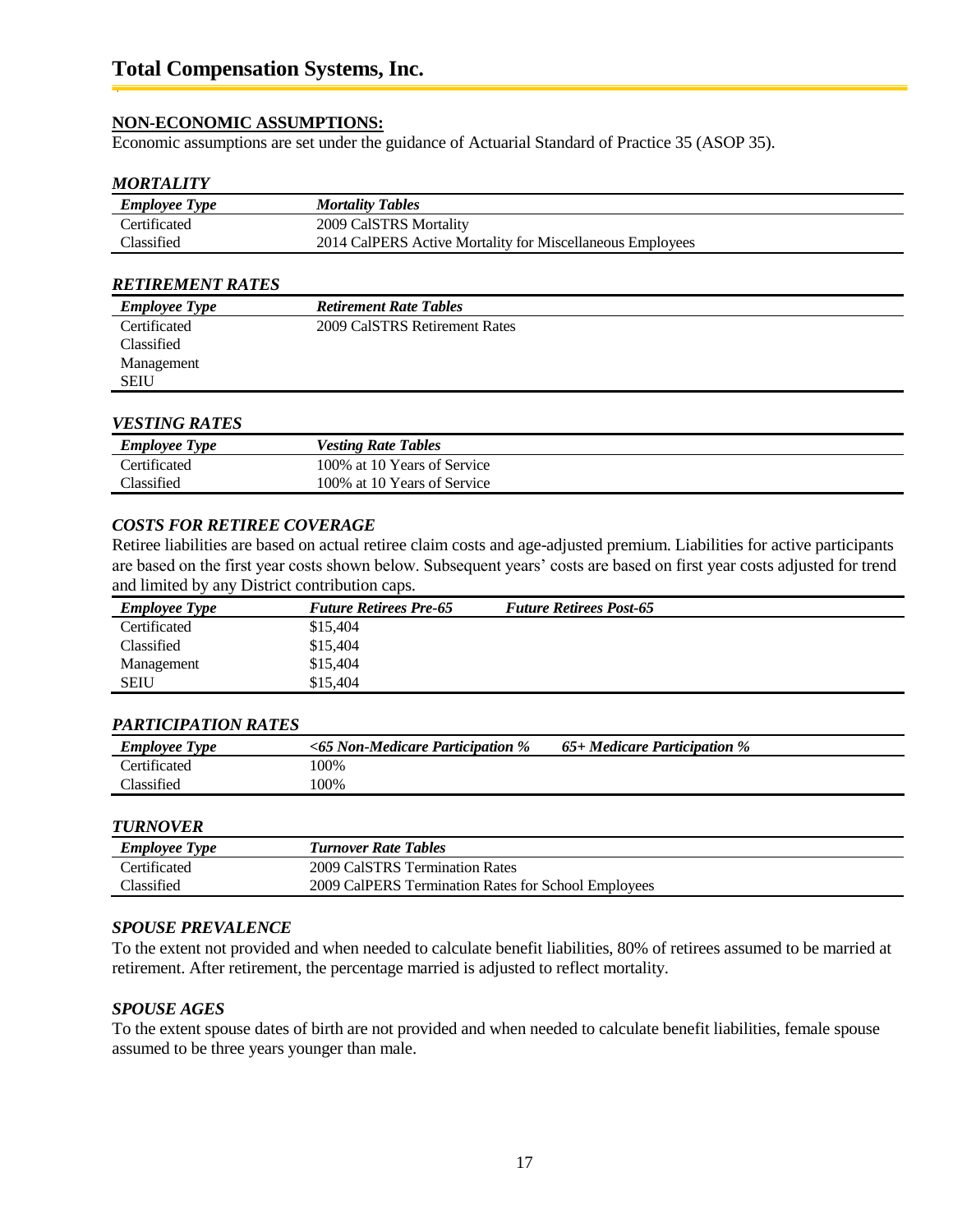## NON-ECONOMIC ASSUMPTIONS:

Economic assumptions are set under the guidance of Actuarial Standard of Practice 35 (ASOP 35).

### *MORTALITY*

| *Employee Type* | *Mortality Tables* |
|---|---|
| Certificated | 2009 CalSTRS Mortality |
| Classified | 2014 CalPERS Active Mortality for Miscellaneous Employees |

### *RETIREMENT RATES*

| *Employee Type* | *Retirement Rate Tables* |
|---|---|
| Certificated | 2009 CalSTRS Retirement Rates |
| Classified | |
| Management | |
| SEIU | |

### *VESTING RATES*

| *Employee Type* | *Vesting Rate Tables* |
|---|---|
| Certificated | 100% at 10 Years of Service |
| Classified | 100% at 10 Years of Service |

### *COSTS FOR RETIREE COVERAGE*

Retiree liabilities are based on actual retiree claim costs and age-adjusted premium. Liabilities for active participants are based on the first year costs shown below. Subsequent years' costs are based on first year costs adjusted for trend and limited by any District contribution caps.

| *Employee Type* | *Future Retirees Pre-65* | *Future Retirees Post-65* |
|---|---|---|
| Certificated | $15,404 | |
| Classified | $15,404 | |
| Management | $15,404 | |
| SEIU | $15,404 | |

### *PARTICIPATION RATES*

| *Employee Type* | *<65 Non-Medicare Participation %* | *65+ Medicare Participation %* |
|---|---|---|
| Certificated | 100% | |
| Classified | 100% | |

### *TURNOVER*

| *Employee Type* | *Turnover Rate Tables* |
|---|---|
| Certificated | 2009 CalSTRS Termination Rates |
| Classified | 2009 CalPERS Termination Rates for School Employees |

### *SPOUSE PREVALENCE*

To the extent not provided and when needed to calculate benefit liabilities, 80% of retirees assumed to be married at retirement. After retirement, the percentage married is adjusted to reflect mortality.

### *SPOUSE AGES*

To the extent spouse dates of birth are not provided and when needed to calculate benefit liabilities, female spouse assumed to be three years younger than male.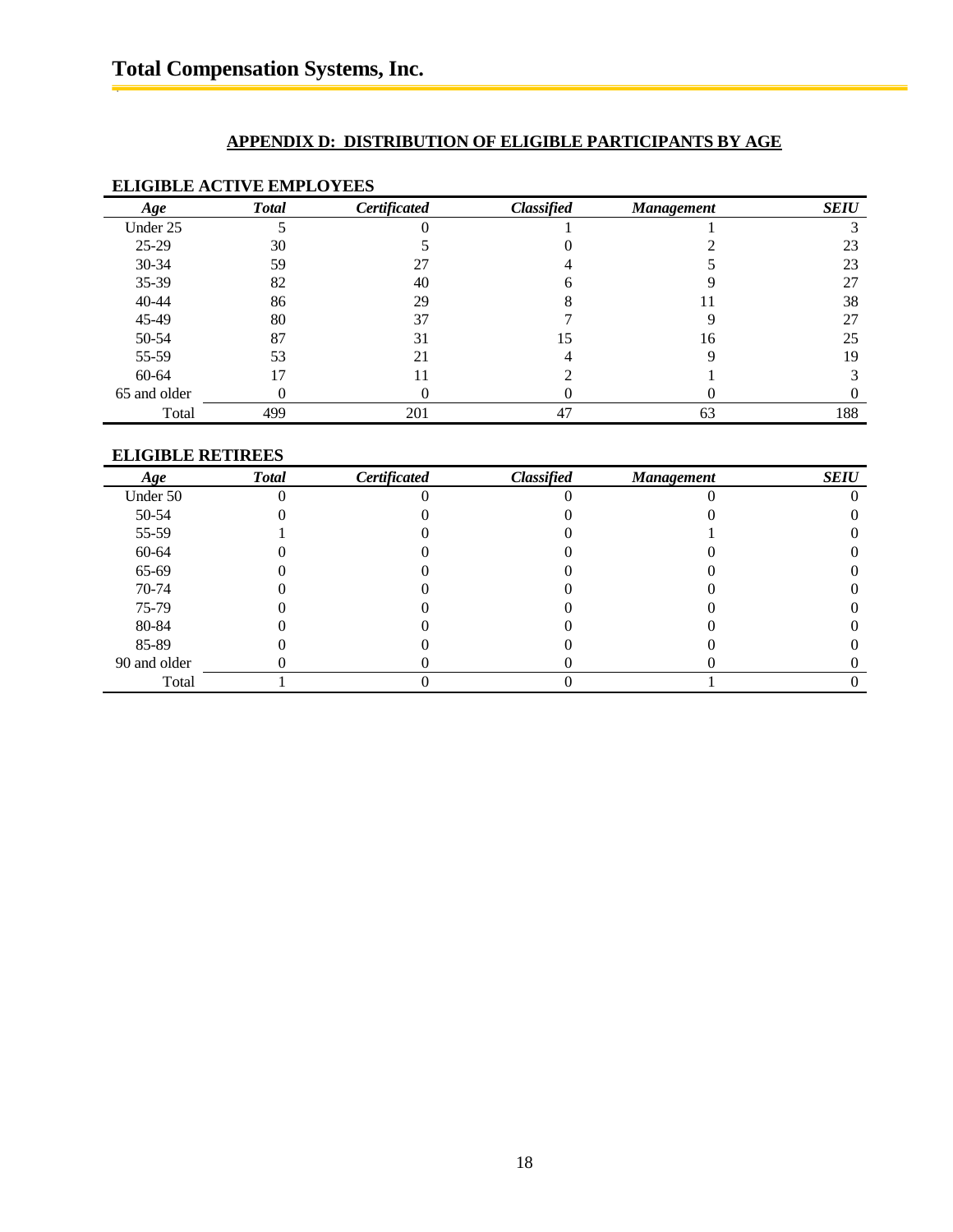## APPENDIX D: DISTRIBUTION OF ELIGIBLE PARTICIPANTS BY AGE

### ELIGIBLE ACTIVE EMPLOYEES

| *Age* | *Total* | *Certificated* | *Classified* | *Management* | *SEIU* |
|---|---|---|---|---|---|
| Under 25 | 5 | 0 | 1 | 1 | 3 |
| 25-29 | 30 | 5 | 0 | 2 | 23 |
| 30-34 | 59 | 27 | 4 | 5 | 23 |
| 35-39 | 82 | 40 | 6 | 9 | 27 |
| 40-44 | 86 | 29 | 8 | 11 | 38 |
| 45-49 | 80 | 37 | 7 | 9 | 27 |
| 50-54 | 87 | 31 | 15 | 16 | 25 |
| 55-59 | 53 | 21 | 4 | 9 | 19 |
| 60-64 | 17 | 11 | 2 | 1 | 3 |
| 65 and older | 0 | 0 | 0 | 0 | 0 |
| Total | 499 | 201 | 47 | 63 | 188 |

### ELIGIBLE RETIREES

| *Age* | *Total* | *Certificated* | *Classified* | *Management* | *SEIU* |
|---|---|---|---|---|---|
| Under 50 | 0 | 0 | 0 | 0 | 0 |
| 50-54 | 0 | 0 | 0 | 0 | 0 |
| 55-59 | 1 | 0 | 0 | 1 | 0 |
| 60-64 | 0 | 0 | 0 | 0 | 0 |
| 65-69 | 0 | 0 | 0 | 0 | 0 |
| 70-74 | 0 | 0 | 0 | 0 | 0 |
| 75-79 | 0 | 0 | 0 | 0 | 0 |
| 80-84 | 0 | 0 | 0 | 0 | 0 |
| 85-89 | 0 | 0 | 0 | 0 | 0 |
| 90 and older | 0 | 0 | 0 | 0 | 0 |
| Total | 1 | 0 | 0 | 1 | 0 |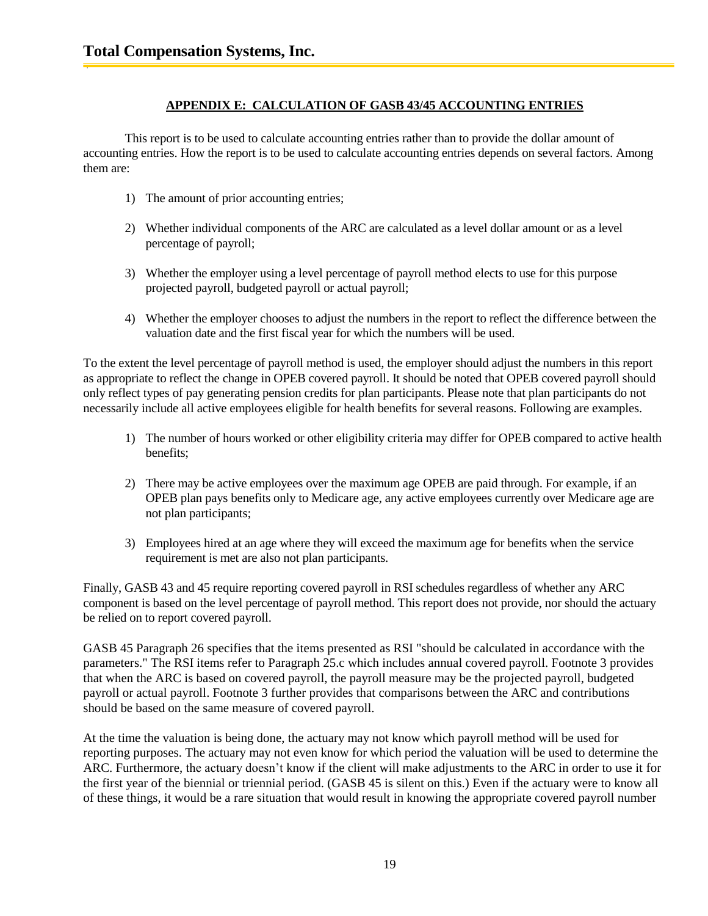### APPENDIX E: CALCULATION OF GASB 43/45 ACCOUNTING ENTRIES

This report is to be used to calculate accounting entries rather than to provide the dollar amount of accounting entries. How the report is to be used to calculate accounting entries depends on several factors. Among them are:

1) The amount of prior accounting entries;

2) Whether individual components of the ARC are calculated as a level dollar amount or as a level percentage of payroll;

3) Whether the employer using a level percentage of payroll method elects to use for this purpose projected payroll, budgeted payroll or actual payroll;

4) Whether the employer chooses to adjust the numbers in the report to reflect the difference between the valuation date and the first fiscal year for which the numbers will be used.

To the extent the level percentage of payroll method is used, the employer should adjust the numbers in this report as appropriate to reflect the change in OPEB covered payroll. It should be noted that OPEB covered payroll should only reflect types of pay generating pension credits for plan participants. Please note that plan participants do not necessarily include all active employees eligible for health benefits for several reasons. Following are examples.

1) The number of hours worked or other eligibility criteria may differ for OPEB compared to active health benefits;

2) There may be active employees over the maximum age OPEB are paid through. For example, if an OPEB plan pays benefits only to Medicare age, any active employees currently over Medicare age are not plan participants;

3) Employees hired at an age where they will exceed the maximum age for benefits when the service requirement is met are also not plan participants.

Finally, GASB 43 and 45 require reporting covered payroll in RSI schedules regardless of whether any ARC component is based on the level percentage of payroll method. This report does not provide, nor should the actuary be relied on to report covered payroll.

GASB 45 Paragraph 26 specifies that the items presented as RSI "should be calculated in accordance with the parameters." The RSI items refer to Paragraph 25.c which includes annual covered payroll. Footnote 3 provides that when the ARC is based on covered payroll, the payroll measure may be the projected payroll, budgeted payroll or actual payroll. Footnote 3 further provides that comparisons between the ARC and contributions should be based on the same measure of covered payroll.

At the time the valuation is being done, the actuary may not know which payroll method will be used for reporting purposes. The actuary may not even know for which period the valuation will be used to determine the ARC. Furthermore, the actuary doesn't know if the client will make adjustments to the ARC in order to use it for the first year of the biennial or triennial period. (GASB 45 is silent on this.) Even if the actuary were to know all of these things, it would be a rare situation that would result in knowing the appropriate covered payroll number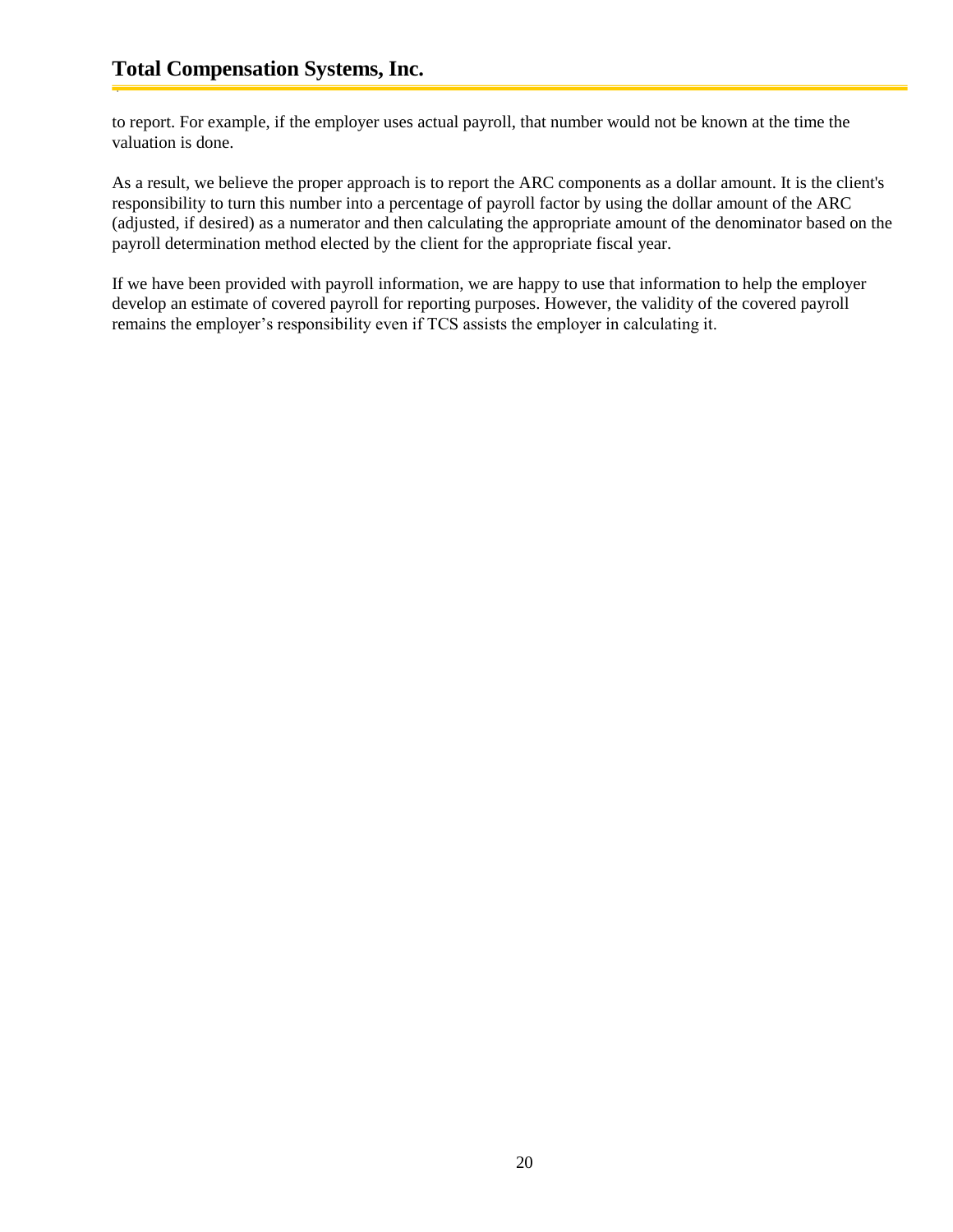to report. For example, if the employer uses actual payroll, that number would not be known at the time the valuation is done.

As a result, we believe the proper approach is to report the ARC components as a dollar amount. It is the client's responsibility to turn this number into a percentage of payroll factor by using the dollar amount of the ARC (adjusted, if desired) as a numerator and then calculating the appropriate amount of the denominator based on the payroll determination method elected by the client for the appropriate fiscal year.

If we have been provided with payroll information, we are happy to use that information to help the employer develop an estimate of covered payroll for reporting purposes. However, the validity of the covered payroll remains the employer's responsibility even if TCS assists the employer in calculating it.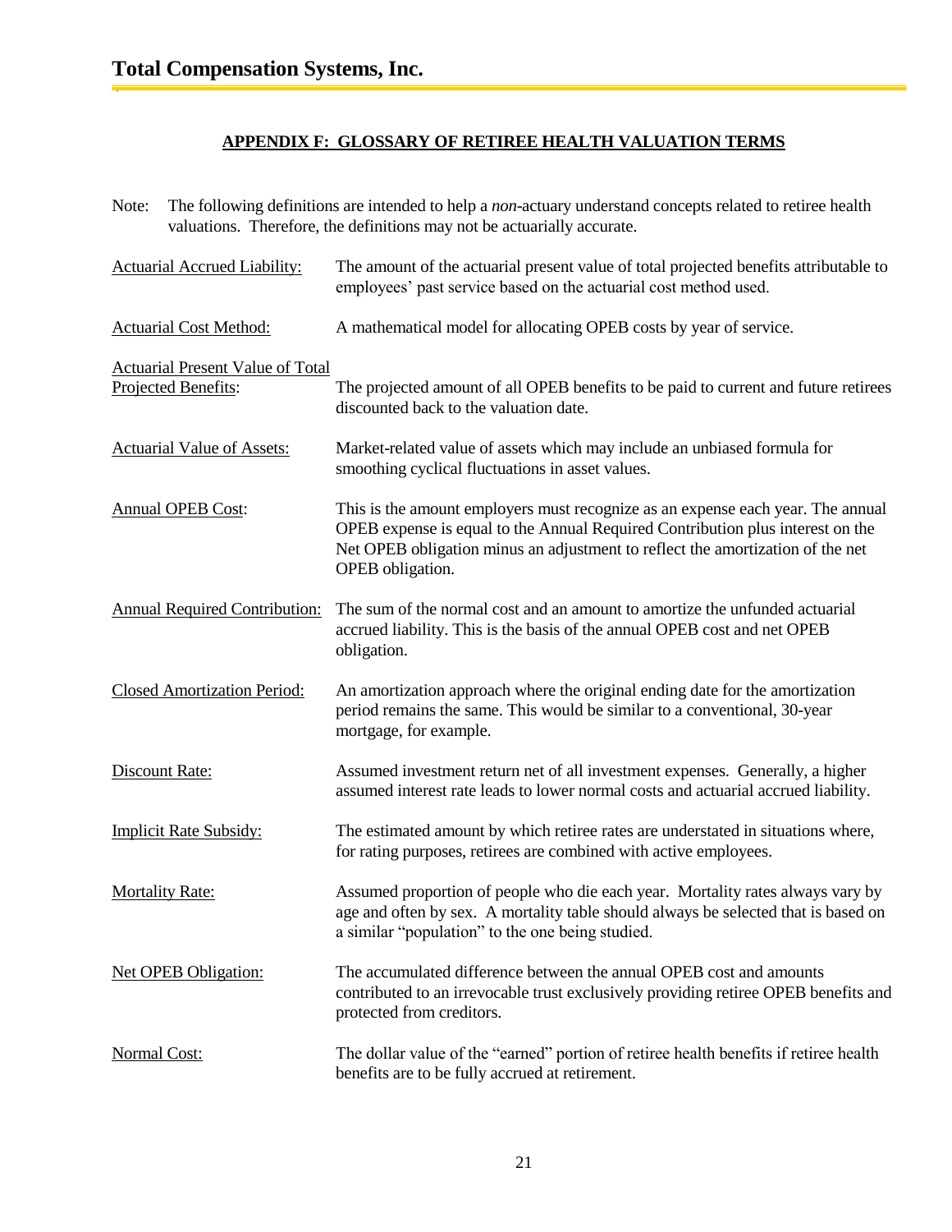## APPENDIX F: GLOSSARY OF RETIREE HEALTH VALUATION TERMS

Note: The following definitions are intended to help a *non*-actuary understand concepts related to retiree health valuations. Therefore, the definitions may not be actuarially accurate.

| | |
|---|---|
| Actuarial Accrued Liability: | The amount of the actuarial present value of total projected benefits attributable to employees' past service based on the actuarial cost method used. |
| Actuarial Cost Method: | A mathematical model for allocating OPEB costs by year of service. |
| Actuarial Present Value of Total Projected Benefits: | The projected amount of all OPEB benefits to be paid to current and future retirees discounted back to the valuation date. |
| Actuarial Value of Assets: | Market-related value of assets which may include an unbiased formula for smoothing cyclical fluctuations in asset values. |
| Annual OPEB Cost: | This is the amount employers must recognize as an expense each year. The annual OPEB expense is equal to the Annual Required Contribution plus interest on the Net OPEB obligation minus an adjustment to reflect the amortization of the net OPEB obligation. |
| Annual Required Contribution: | The sum of the normal cost and an amount to amortize the unfunded actuarial accrued liability. This is the basis of the annual OPEB cost and net OPEB obligation. |
| Closed Amortization Period: | An amortization approach where the original ending date for the amortization period remains the same. This would be similar to a conventional, 30-year mortgage, for example. |
| Discount Rate: | Assumed investment return net of all investment expenses. Generally, a higher assumed interest rate leads to lower normal costs and actuarial accrued liability. |
| Implicit Rate Subsidy: | The estimated amount by which retiree rates are understated in situations where, for rating purposes, retirees are combined with active employees. |
| Mortality Rate: | Assumed proportion of people who die each year. Mortality rates always vary by age and often by sex. A mortality table should always be selected that is based on a similar "population" to the one being studied. |
| Net OPEB Obligation: | The accumulated difference between the annual OPEB cost and amounts contributed to an irrevocable trust exclusively providing retiree OPEB benefits and protected from creditors. |
| Normal Cost: | The dollar value of the "earned" portion of retiree health benefits if retiree health benefits are to be fully accrued at retirement. |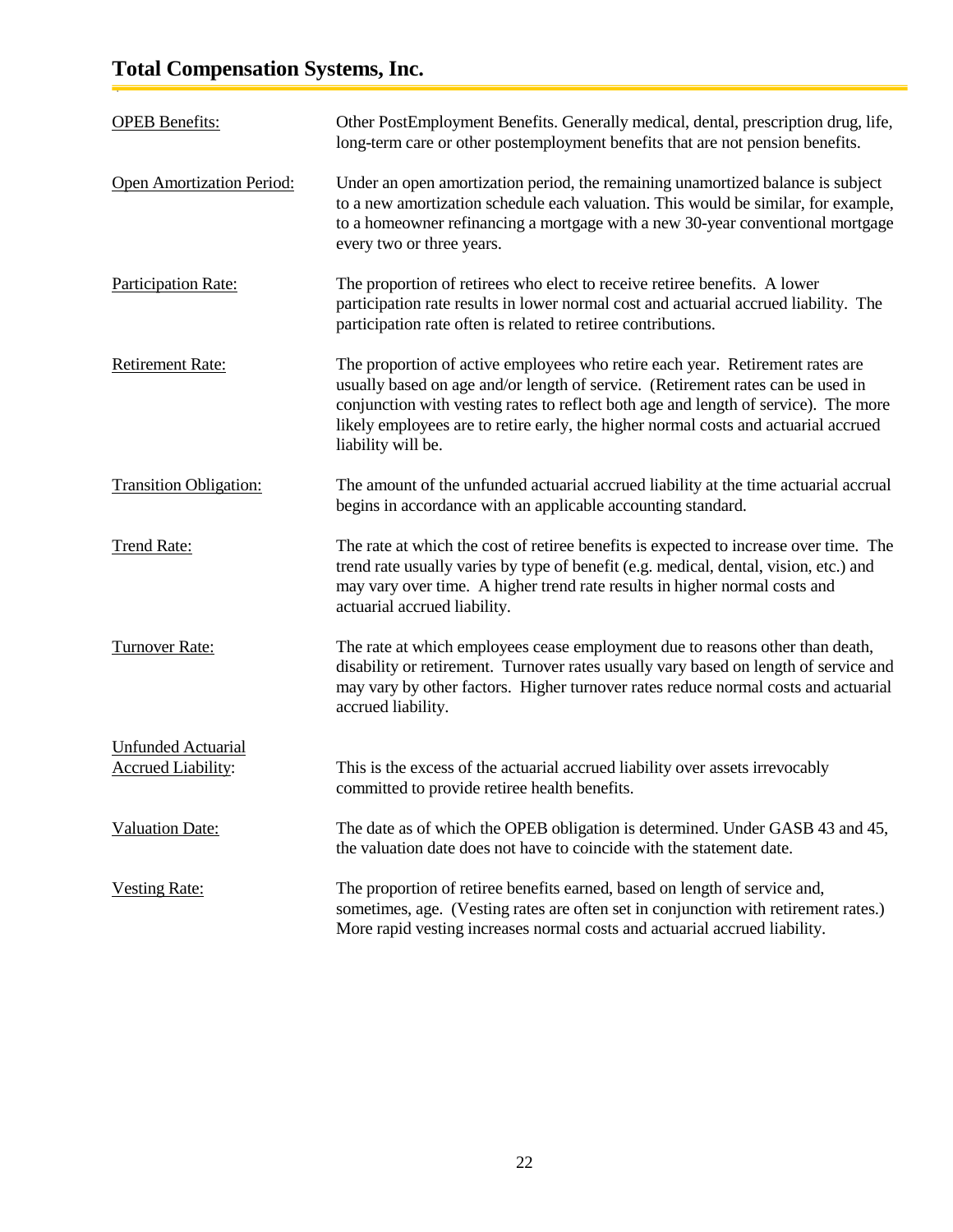OPEB Benefits: Other PostEmployment Benefits. Generally medical, dental, prescription drug, life, long-term care or other postemployment benefits that are not pension benefits.

Open Amortization Period: Under an open amortization period, the remaining unamortized balance is subject to a new amortization schedule each valuation. This would be similar, for example, to a homeowner refinancing a mortgage with a new 30-year conventional mortgage every two or three years.

Participation Rate: The proportion of retirees who elect to receive retiree benefits. A lower participation rate results in lower normal cost and actuarial accrued liability. The participation rate often is related to retiree contributions.

Retirement Rate: The proportion of active employees who retire each year. Retirement rates are usually based on age and/or length of service. (Retirement rates can be used in conjunction with vesting rates to reflect both age and length of service). The more likely employees are to retire early, the higher normal costs and actuarial accrued liability will be.

Transition Obligation: The amount of the unfunded actuarial accrued liability at the time actuarial accrual begins in accordance with an applicable accounting standard.

Trend Rate: The rate at which the cost of retiree benefits is expected to increase over time. The trend rate usually varies by type of benefit (e.g. medical, dental, vision, etc.) and may vary over time. A higher trend rate results in higher normal costs and actuarial accrued liability.

Turnover Rate: The rate at which employees cease employment due to reasons other than death, disability or retirement. Turnover rates usually vary based on length of service and may vary by other factors. Higher turnover rates reduce normal costs and actuarial accrued liability.

Unfunded Actuarial Accrued Liability: This is the excess of the actuarial accrued liability over assets irrevocably committed to provide retiree health benefits.

Valuation Date: The date as of which the OPEB obligation is determined. Under GASB 43 and 45, the valuation date does not have to coincide with the statement date.

Vesting Rate: The proportion of retiree benefits earned, based on length of service and, sometimes, age. (Vesting rates are often set in conjunction with retirement rates.) More rapid vesting increases normal costs and actuarial accrued liability.